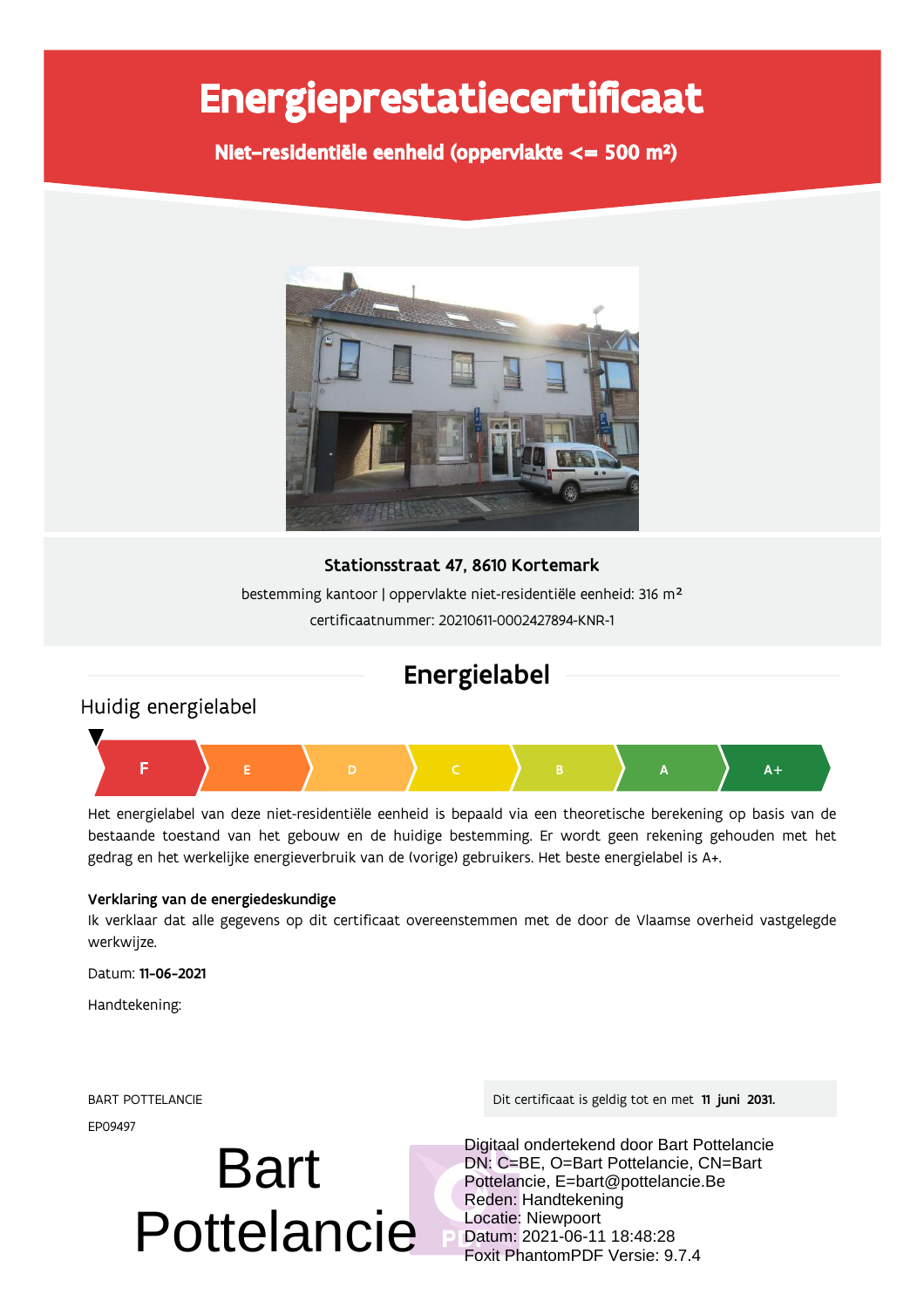# Energieprestatiecertificaat

**Niet-residentiële eenheid (oppervlakte <= 500 m²)**

**Stationsstraat 47, 8610 Kortemark**

bestemming kantoor | oppervlakte niet-residentiële eenheid: 316 m²

certificaatnummer: 20210611-0002427894-KNR-1

## Energielabel

### Huidig energielabel

| F | E | D | C | B | A | A+ |
|---|---|---|---|---|---|---|

Het energielabel van deze niet-residentiële eenheid is bepaald via een theoretische berekening op basis van de bestaande toestand van het gebouw en de huidige bestemming. Er wordt geen rekening gehouden met het gedrag en het werkelijke energieverbruik van de (vorige) gebruikers. Het beste energielabel is A+.

**Verklaring van de energiedeskundige**

Ik verklaar dat alle gegevens op dit certificaat overeenstemmen met de door de Vlaamse overheid vastgelegde werkwijze.

Datum: **11-06-2021**

Handtekening:

BART POTTELANCIE

EP09497

Bart Pottelancie

Digitaal ondertekend door Bart Pottelancie
DN: C=BE, O=Bart Pottelancie, CN=Bart Pottelancie, E=bart@pottelancie.Be
Reden: Handtekening
Locatie: Niewpoort
Datum: 2021-06-11 18:48:28
Foxit PhantomPDF Versie: 9.7.4

Dit certificaat is geldig tot en met **11 juni 2031.**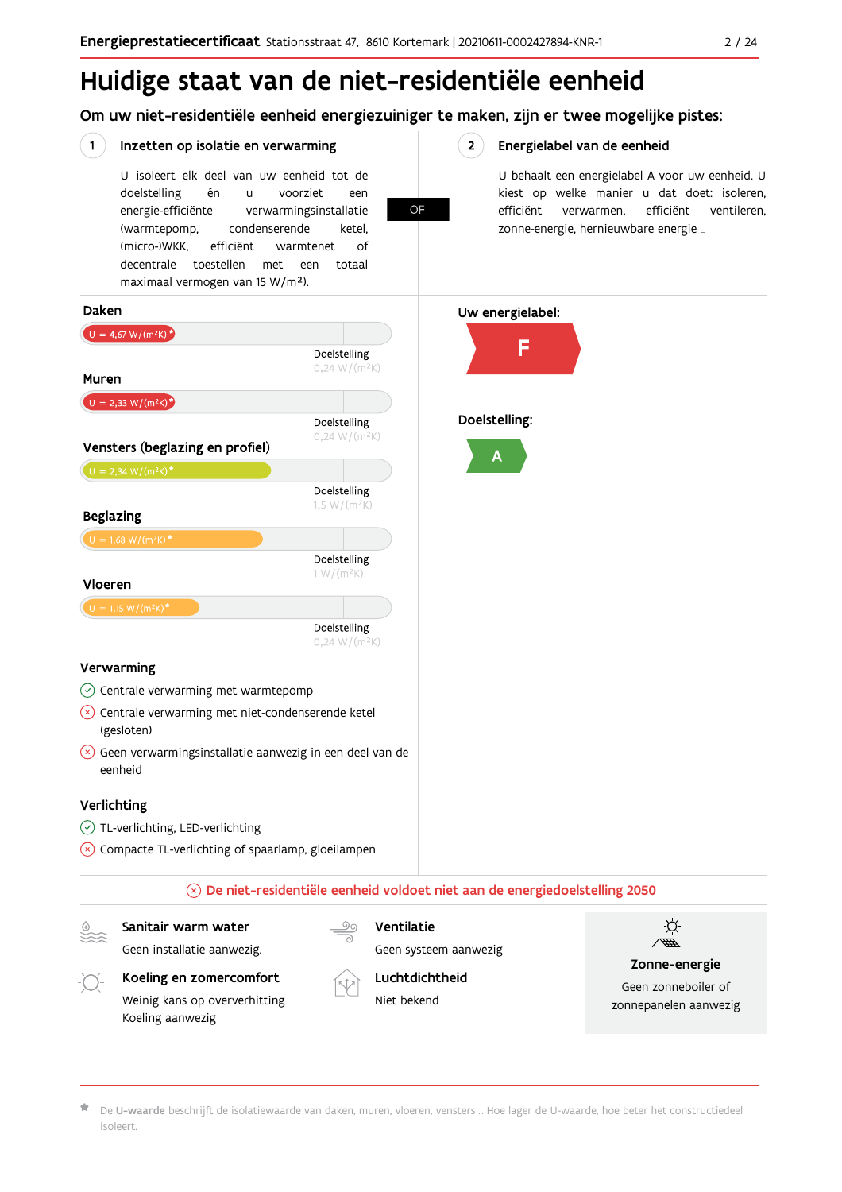# Huidige staat van de niet-residentiële eenheid

## Om uw niet-residentiële eenheid energiezuiniger te maken, zijn er twee mogelijke pistes:

### 1 Inzetten op isolatie en verwarming

U isoleert elk deel van uw eenheid tot de doelstelling én u voorziet een energie-efficiënte verwarmingsinstallatie (warmtepomp, condenserende ketel, (micro-)WKK, efficiënt warmtenet of decentrale toestellen met een totaal maximaal vermogen van 15 W/m²).

OF

### 2 Energielabel van de eenheid

U behaalt een energielabel A voor uw eenheid. U kiest op welke manier u dat doet: isoleren, efficiënt verwarmen, efficiënt ventileren, zonne-energie, hernieuwbare energie …

### Daken

U = 4,67 W/(m²K)*

Doelstelling 0,24 W/(m²K)

### Muren

U = 2,33 W/(m²K)*

Doelstelling 0,24 W/(m²K)

### Vensters (beglazing en profiel)

U = 2,34 W/(m²K)*

Doelstelling 1,5 W/(m²K)

### Beglazing

U = 1,68 W/(m²K)*

Doelstelling 1 W/(m²K)

### Vloeren

U = 1,15 W/(m²K)*

Doelstelling 0,24 W/(m²K)

### Verwarming

- ✓ Centrale verwarming met warmtepomp
- ✗ Centrale verwarming met niet-condenserende ketel (gesloten)
- ✗ Geen verwarmingsinstallatie aanwezig in een deel van de eenheid

### Verlichting

- ✓ TL-verlichting, LED-verlichting
- ✗ Compacte TL-verlichting of spaarlamp, gloeilampen

### Uw energielabel:

F

### Doelstelling:

A

✗ De niet-residentiële eenheid voldoet niet aan de energiedoelstelling 2050

**Sanitair warm water**
Geen installatie aanwezig.

**Ventilatie**
Geen systeem aanwezig

**Koeling en zomercomfort**
Weinig kans op oververhitting
Koeling aanwezig

**Luchtdichtheid**
Niet bekend

**Zonne-energie**
Geen zonneboiler of zonnepanelen aanwezig

* De **U-waarde** beschrijft de isolatiewaarde van daken, muren, vloeren, vensters … Hoe lager de U-waarde, hoe beter het constructiedeel isoleert.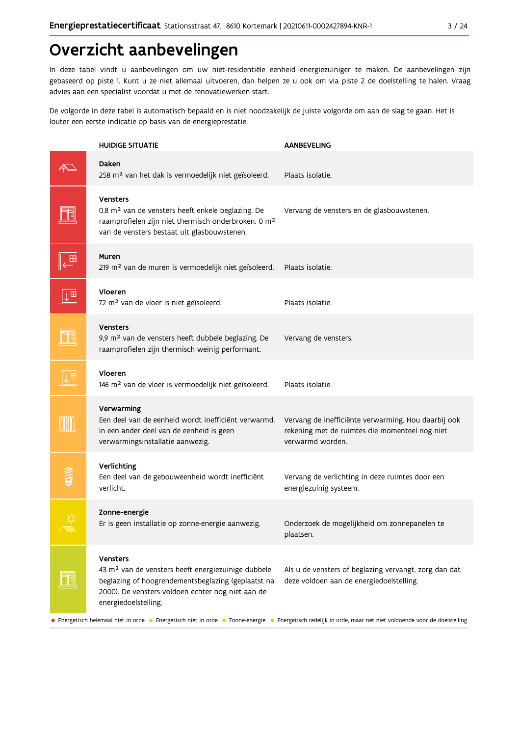# Overzicht aanbevelingen

In deze tabel vindt u aanbevelingen om uw niet-residentiële eenheid energiezuiniger te maken. De aanbevelingen zijn gebaseerd op piste 1. Kunt u ze niet allemaal uitvoeren, dan helpen ze u ook om via piste 2 de doelstelling te halen. Vraag advies aan een specialist voordat u met de renovatiewerken start.

De volgorde in deze tabel is automatisch bepaald en is niet noodzakelijk de juiste volgorde om aan de slag te gaan. Het is louter een eerste indicatie op basis van de energieprestatie.

| HUIDIGE SITUATIE | AANBEVELING |
|---|---|
| **Daken**<br>258 m² van het dak is vermoedelijk niet geïsoleerd. | Plaats isolatie. |
| **Vensters**<br>0,8 m² van de vensters heeft enkele beglazing. De raamprofielen zijn niet thermisch onderbroken. 0 m² van de vensters bestaat uit glasbouwstenen. | Vervang de vensters en de glasbouwstenen. |
| **Muren**<br>219 m² van de muren is vermoedelijk niet geïsoleerd. | Plaats isolatie. |
| **Vloeren**<br>72 m² van de vloer is niet geïsoleerd. | Plaats isolatie. |
| **Vensters**<br>9,9 m² van de vensters heeft dubbele beglazing. De raamprofielen zijn thermisch weinig performant. | Vervang de vensters. |
| **Vloeren**<br>146 m² van de vloer is vermoedelijk niet geïsoleerd. | Plaats isolatie. |
| **Verwarming**<br>Een deel van de eenheid wordt inefficiënt verwarmd. In een ander deel van de eenheid is geen verwarmingsinstallatie aanwezig. | Vervang de inefficiënte verwarming. Hou daarbij ook rekening met de ruimtes die momenteel nog niet verwarmd worden. |
| **Verlichting**<br>Een deel van de gebouweenheid wordt inefficiënt verlicht. | Vervang de verlichting in deze ruimtes door een energiezuinig systeem. |
| **Zonne-energie**<br>Er is geen installatie op zonne-energie aanwezig. | Onderzoek de mogelijkheid om zonnepanelen te plaatsen. |
| **Vensters**<br>43 m² van de vensters heeft energiezuinige dubbele beglazing of hoogrendementsbeglazing (geplaatst na 2000). De vensters voldoen echter nog niet aan de energiedoelstelling. | Als u de vensters of beglazing vervangt, zorg dan dat deze voldoen aan de energiedoelstelling. |

● Energetisch helemaal niet in orde ● Energetisch niet in orde ● Zonne-energie ● Energetisch redelijk in orde, maar net niet voldoende voor de doelstelling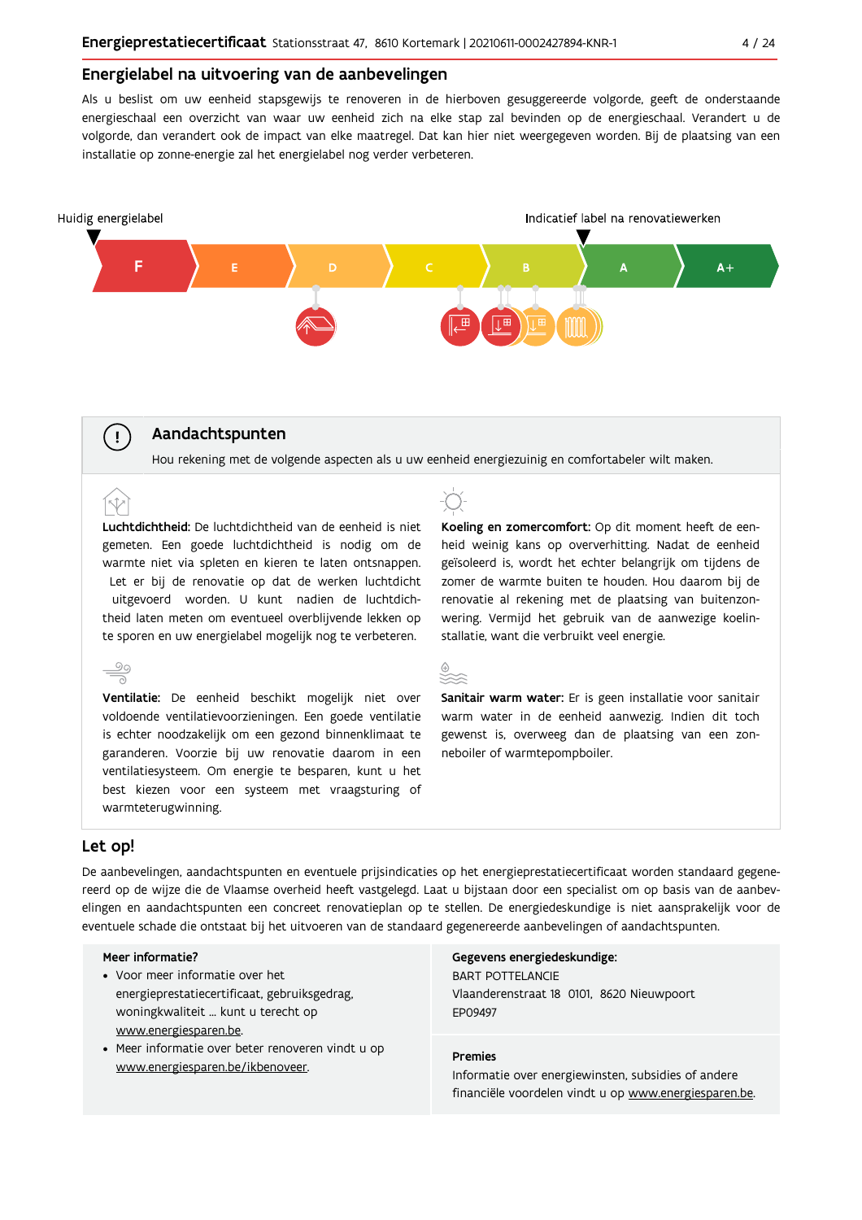## Energielabel na uitvoering van de aanbevelingen

Als u beslist om uw eenheid stapsgewijs te renoveren in de hierboven gesuggereerde volgorde, geeft de onderstaande energieschaal een overzicht van waar uw eenheid zich na elke stap zal bevinden op de energieschaal. Verandert u de volgorde, dan verandert ook de impact van elke maatregel. Dat kan hier niet weergegeven worden. Bij de plaatsing van een installatie op zonne-energie zal het energielabel nog verder verbeteren.

Huidig energielabel

Indicatief label na renovatiewerken

F | E | D | C | B | A | A+

## Aandachtspunten

Hou rekening met de volgende aspecten als u uw eenheid energiezuinig en comfortabeler wilt maken.

**Luchtdichtheid:** De luchtdichtheid van de eenheid is niet gemeten. Een goede luchtdichtheid is nodig om de warmte niet via spleten en kieren te laten ontsnappen. Let er bij de renovatie op dat de werken luchtdicht uitgevoerd worden. U kunt nadien de luchtdichtheid laten meten om eventueel overblijvende lekken op te sporen en uw energielabel mogelijk nog te verbeteren.

**Ventilatie:** De eenheid beschikt mogelijk niet over voldoende ventilatievoorzieningen. Een goede ventilatie is echter noodzakelijk om een gezond binnenklimaat te garanderen. Voorzie bij uw renovatie daarom in een ventilatiesysteem. Om energie te besparen, kunt u het best kiezen voor een systeem met vraagsturing of warmteterugwinning.

**Koeling en zomercomfort:** Op dit moment heeft de eenheid weinig kans op oververhitting. Nadat de eenheid geïsoleerd is, wordt het echter belangrijk om tijdens de zomer de warmte buiten te houden. Hou daarom bij de renovatie al rekening met de plaatsing van buitenzonwering. Vermijd het gebruik van de aanwezige koelinstallatie, want die verbruikt veel energie.

**Sanitair warm water:** Er is geen installatie voor sanitair warm water in de eenheid aanwezig. Indien dit toch gewenst is, overweeg dan de plaatsing van een zonneboiler of warmtepompboiler.

## Let op!

De aanbevelingen, aandachtspunten en eventuele prijsindicaties op het energieprestatiecertificaat worden standaard gegenereerd op de wijze die de Vlaamse overheid heeft vastgelegd. Laat u bijstaan door een specialist om op basis van de aanbevelingen en aandachtspunten een concreet renovatieplan op te stellen. De energiedeskundige is niet aansprakelijk voor de eventuele schade die ontstaat bij het uitvoeren van de standaard gegenereerde aanbevelingen of aandachtspunten.

**Meer informatie?**

- Voor meer informatie over het energieprestatiecertificaat, gebruiksgedrag, woningkwaliteit ... kunt u terecht op www.energiesparen.be.
- Meer informatie over beter renoveren vindt u op www.energiesparen.be/ikbenoveer.

**Gegevens energiedeskundige:**

BART POTTELANCIE
Vlaanderenstraat 18 0101, 8620 Nieuwpoort
EP09497

**Premies**

Informatie over energiewinsten, subsidies of andere financiële voordelen vindt u op www.energiesparen.be.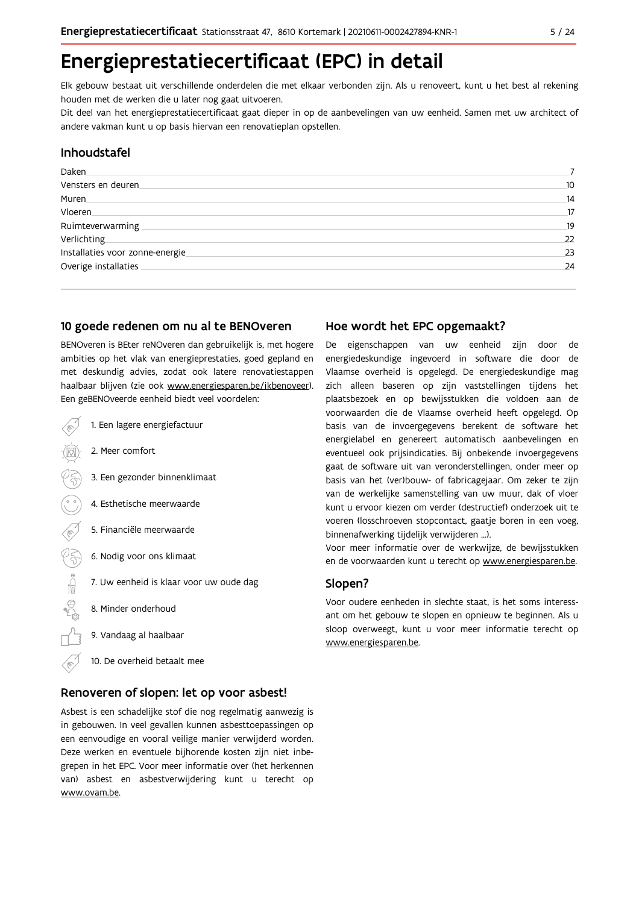# Energieprestatiecertificaat (EPC) in detail

Elk gebouw bestaat uit verschillende onderdelen die met elkaar verbonden zijn. Als u renoveert, kunt u het best al rekening houden met de werken die u later nog gaat uitvoeren.

Dit deel van het energieprestatiecertificaat gaat dieper in op de aanbevelingen van uw eenheid. Samen met uw architect of andere vakman kunt u op basis hiervan een renovatieplan opstellen.

## Inhoudstafel

| | |
|---|---|
| Daken | 7 |
| Vensters en deuren | 10 |
| Muren | 14 |
| Vloeren | 17 |
| Ruimteverwarming | 19 |
| Verlichting | 22 |
| Installaties voor zonne-energie | 23 |
| Overige installaties | 24 |

## 10 goede redenen om nu al te BENOveren

BENOveren is BEter reNOveren dan gebruikelijk is, met hogere ambities op het vlak van energieprestaties, goed gepland en met deskundig advies, zodat ook latere renovatiestappen haalbaar blijven (zie ook www.energiesparen.be/ikbenoveer). Een geBENOveerde eenheid biedt veel voordelen:

1. Een lagere energiefactuur
2. Meer comfort
3. Een gezonder binnenklimaat
4. Esthetische meerwaarde
5. Financiële meerwaarde
6. Nodig voor ons klimaat
7. Uw eenheid is klaar voor uw oude dag
8. Minder onderhoud
9. Vandaag al haalbaar
10. De overheid betaalt mee

## Renoveren of slopen: let op voor asbest!

Asbest is een schadelijke stof die nog regelmatig aanwezig is in gebouwen. In veel gevallen kunnen asbesttoepassingen op een eenvoudige en vooral veilige manier verwijderd worden. Deze werken en eventuele bijhorende kosten zijn niet inbegrepen in het EPC. Voor meer informatie over (het herkennen van) asbest en asbestverwijdering kunt u terecht op www.ovam.be.

## Hoe wordt het EPC opgemaakt?

De eigenschappen van uw eenheid zijn door de energiedeskundige ingevoerd in software die door de Vlaamse overheid is opgelegd. De energiedeskundige mag zich alleen baseren op zijn vaststellingen tijdens het plaatsbezoek en op bewijsstukken die voldoen aan de voorwaarden die de Vlaamse overheid heeft opgelegd. Op basis van de invoergegevens berekent de software het energielabel en genereert automatisch aanbevelingen en eventueel ook prijsindicaties. Bij onbekende invoergegevens gaat de software uit van veronderstellingen, onder meer op basis van het (ver)bouw- of fabricagejaar. Om zeker te zijn van de werkelijke samenstelling van uw muur, dak of vloer kunt u ervoor kiezen om verder (destructief) onderzoek uit te voeren (losschroeven stopcontact, gaatje boren in een voeg, binnenafwerking tijdelijk verwijderen ...).

Voor meer informatie over de werkwijze, de bewijsstukken en de voorwaarden kunt u terecht op www.energiesparen.be.

## Slopen?

Voor oudere eenheden in slechte staat, is het soms interessant om het gebouw te slopen en opnieuw te beginnen. Als u sloop overweegt, kunt u voor meer informatie terecht op www.energiesparen.be.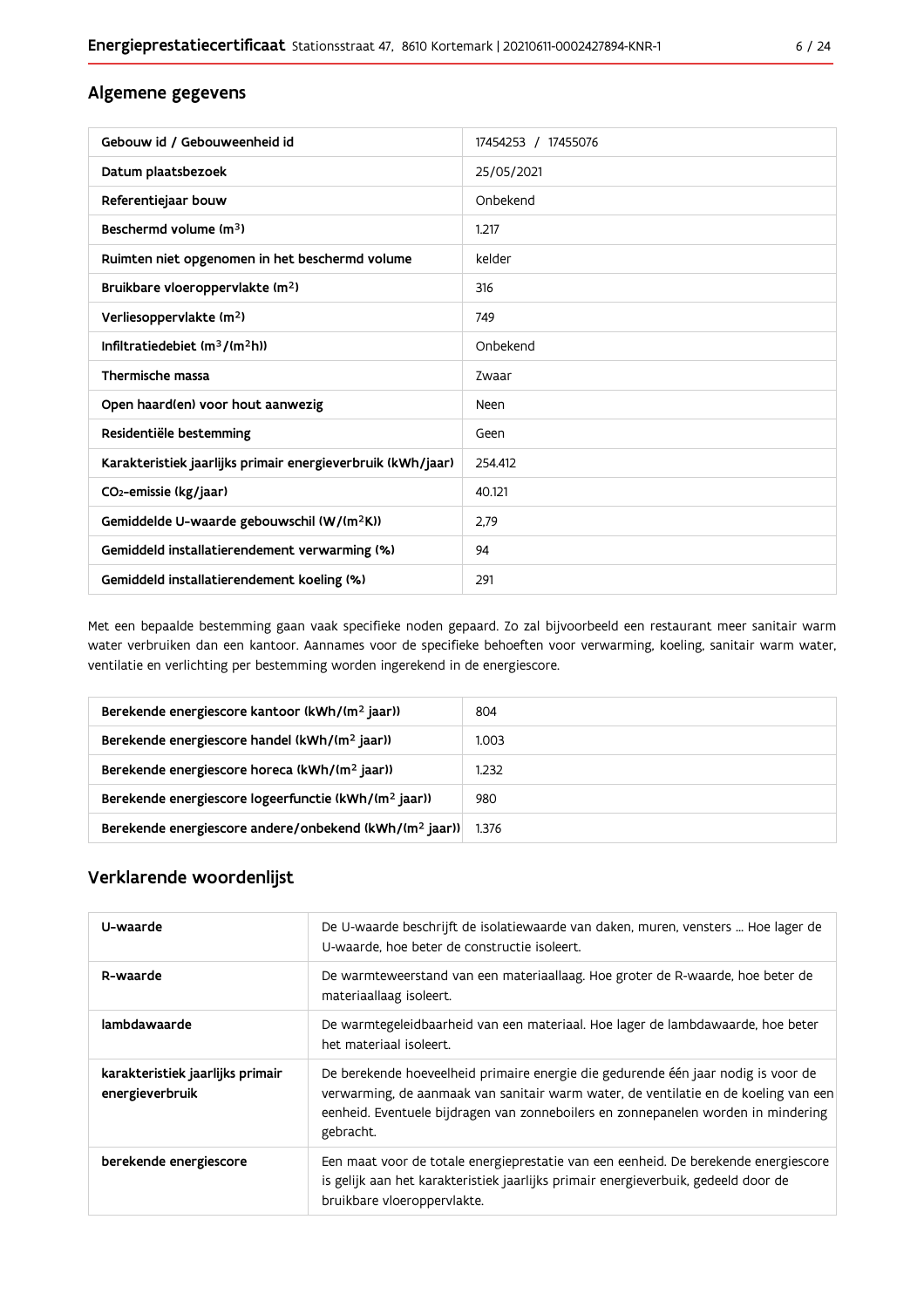## Algemene gegevens

| | |
|---|---|
| Gebouw id / Gebouweenheid id | 17454253 / 17455076 |
| Datum plaatsbezoek | 25/05/2021 |
| Referentiejaar bouw | Onbekend |
| Beschermd volume ($m^3$) | 1.217 |
| Ruimten niet opgenomen in het beschermd volume | kelder |
| Bruikbare vloeroppervlakte ($m^2$) | 316 |
| Verliesoppervlakte ($m^2$) | 749 |
| Infiltratiedebiet ($m^3/(m^2h)$) | Onbekend |
| Thermische massa | Zwaar |
| Open haard(en) voor hout aanwezig | Neen |
| Residentiële bestemming | Geen |
| Karakteristiek jaarlijks primair energieverbruik (kWh/jaar) | 254.412 |
| $CO_2$-emissie (kg/jaar) | 40.121 |
| Gemiddelde U-waarde gebouwschil ($W/(m^2K)$) | 2,79 |
| Gemiddeld installatierendement verwarming (%) | 94 |
| Gemiddeld installatierendement koeling (%) | 291 |

Met een bepaalde bestemming gaan vaak specifieke noden gepaard. Zo zal bijvoorbeeld een restaurant meer sanitair warm water verbruiken dan een kantoor. Aannames voor de specifieke behoeften voor verwarming, koeling, sanitair warm water, ventilatie en verlichting per bestemming worden ingerekend in de energiescore.

| | |
|---|---|
| Berekende energiescore kantoor (kWh/($m^2$ jaar)) | 804 |
| Berekende energiescore handel (kWh/($m^2$ jaar)) | 1.003 |
| Berekende energiescore horeca (kWh/($m^2$ jaar)) | 1.232 |
| Berekende energiescore logeerfunctie (kWh/($m^2$ jaar)) | 980 |
| Berekende energiescore andere/onbekend (kWh/($m^2$ jaar)) | 1.376 |

## Verklarende woordenlijst

| | |
|---|---|
| U-waarde | De U-waarde beschrijft de isolatiewaarde van daken, muren, vensters ... Hoe lager de U-waarde, hoe beter de constructie isoleert. |
| R-waarde | De warmteweerstand van een materiaallaag. Hoe groter de R-waarde, hoe beter de materiaallaag isoleert. |
| lambdawaarde | De warmtegeleidbaarheid van een materiaal. Hoe lager de lambdawaarde, hoe beter het materiaal isoleert. |
| karakteristiek jaarlijks primair energieverbruik | De berekende hoeveelheid primaire energie die gedurende één jaar nodig is voor de verwarming, de aanmaak van sanitair warm water, de ventilatie en de koeling van een eenheid. Eventuele bijdragen van zonneboilers en zonnepanelen worden in mindering gebracht. |
| berekende energiescore | Een maat voor de totale energieprestatie van een eenheid. De berekende energiescore is gelijk aan het karakteristiek jaarlijks primair energieverbuik, gedeeld door de bruikbare vloeroppervlakte. |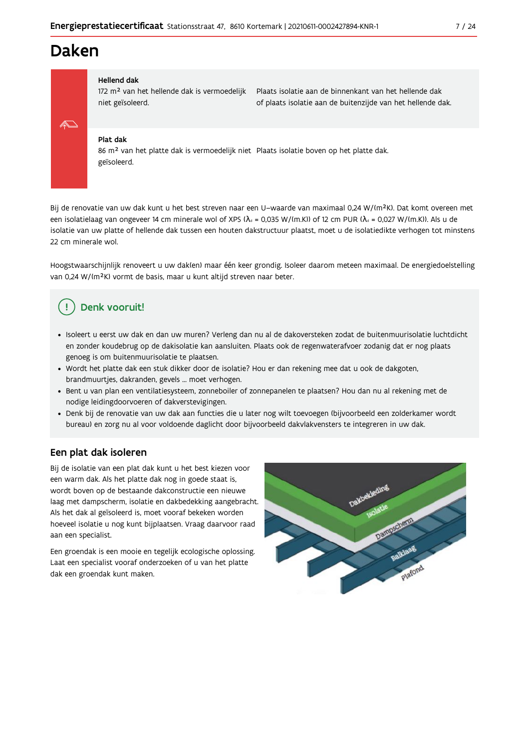# Daken

**Hellend dak**

172 m² van het hellende dak is vermoedelijk niet geïsoleerd.

Plaats isolatie aan de binnenkant van het hellende dak of plaats isolatie aan de buitenzijde van het hellende dak.

**Plat dak**

86 m² van het platte dak is vermoedelijk niet geïsoleerd.

Plaats isolatie boven op het platte dak.

Bij de renovatie van uw dak kunt u het best streven naar een U-waarde van maximaal 0,24 W/(m²K). Dat komt overeen met een isolatielaag van ongeveer 14 cm minerale wol of XPS ($\lambda_d$ = 0,035 W/(m.K)) of 12 cm PUR ($\lambda_d$ = 0,027 W/(m.K)). Als u de isolatie van uw platte of hellende dak tussen een houten dakstructuur plaatst, moet u de isolatiedikte verhogen tot minstens 22 cm minerale wol.

Hoogstwaarschijnlijk renoveert u uw dak(en) maar één keer grondig. Isoleer daarom meteen maximaal. De energiedoelstelling van 0,24 W/(m²K) vormt de basis, maar u kunt altijd streven naar beter.

## Denk vooruit!

- Isoleert u eerst uw dak en dan uw muren? Verleng dan nu al de dakoversteken zodat de buitenmuurisolatie luchtdicht en zonder koudebrug op de dakisolatie kan aansluiten. Plaats ook de regenwaterafvoer zodanig dat er nog plaats genoeg is om buitenmuurisolatie te plaatsen.
- Wordt het platte dak een stuk dikker door de isolatie? Hou er dan rekening mee dat u ook de dakgoten, brandmuurtjes, dakranden, gevels ... moet verhogen.
- Bent u van plan een ventilatiesysteem, zonneboiler of zonnepanelen te plaatsen? Hou dan nu al rekening met de nodige leidingdoorvoeren of dakverstevigingen.
- Denk bij de renovatie van uw dak aan functies die u later nog wilt toevoegen (bijvoorbeeld een zolderkamer wordt bureau) en zorg nu al voor voldoende daglicht door bijvoorbeeld dakvlakvensters te integreren in uw dak.

## Een plat dak isoleren

Bij de isolatie van een plat dak kunt u het best kiezen voor een warm dak. Als het platte dak nog in goede staat is, wordt boven op de bestaande dakconstructie een nieuwe laag met dampscherm, isolatie en dakbedekking aangebracht. Als het dak al geïsoleerd is, moet vooraf bekeken worden hoeveel isolatie u nog kunt bijplaatsen. Vraag daarvoor raad aan een specialist.

Een groendak is een mooie en tegelijk ecologische oplossing. Laat een specialist vooraf onderzoeken of u van het platte dak een groendak kunt maken.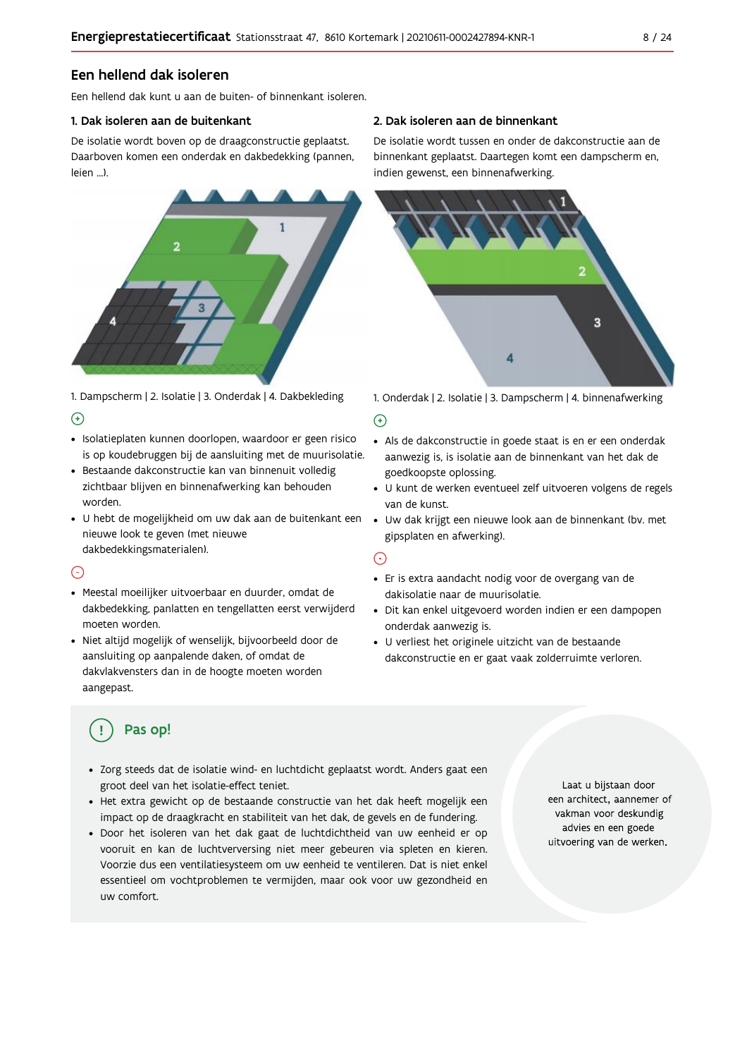## Een hellend dak isoleren

Een hellend dak kunt u aan de buiten- of binnenkant isoleren.

### 1. Dak isoleren aan de buitenkant

De isolatie wordt boven op de draagconstructie geplaatst. Daarboven komen een onderdak en dakbedekking (pannen, leien ...).

1. Dampscherm | 2. Isolatie | 3. Onderdak | 4. Dakbekleding

(+)

- Isolatieplaten kunnen doorlopen, waardoor er geen risico is op koudebruggen bij de aansluiting met de muurisolatie.
- Bestaande dakconstructie kan van binnenuit volledig zichtbaar blijven en binnenafwerking kan behouden worden.
- U hebt de mogelijkheid om uw dak aan de buitenkant een nieuwe look te geven (met nieuwe dakbedekkingsmaterialen).

(-)

- Meestal moeilijker uitvoerbaar en duurder, omdat de dakbedekking, panlatten en tengellatten eerst verwijderd moeten worden.
- Niet altijd mogelijk of wenselijk, bijvoorbeeld door de aansluiting op aanpalende daken, of omdat de dakvlakvensters dan in de hoogte moeten worden aangepast.

### 2. Dak isoleren aan de binnenkant

De isolatie wordt tussen en onder de dakconstructie aan de binnenkant geplaatst. Daartegen komt een dampscherm en, indien gewenst, een binnenafwerking.

1. Onderdak | 2. Isolatie | 3. Dampscherm | 4. binnenafwerking

(+)

- Als de dakconstructie in goede staat is en er een onderdak aanwezig is, is isolatie aan de binnenkant van het dak de goedkoopste oplossing.
- U kunt de werken eventueel zelf uitvoeren volgens de regels van de kunst.
- Uw dak krijgt een nieuwe look aan de binnenkant (bv. met gipsplaten en afwerking).

(-)

- Er is extra aandacht nodig voor de overgang van de dakisolatie naar de muurisolatie.
- Dit kan enkel uitgevoerd worden indien er een dampopen onderdak aanwezig is.
- U verliest het originele uitzicht van de bestaande dakconstructie en er gaat vaak zolderruimte verloren.

### Pas op!

- Zorg steeds dat de isolatie wind- en luchtdicht geplaatst wordt. Anders gaat een groot deel van het isolatie-effect teniet.
- Het extra gewicht op de bestaande constructie van het dak heeft mogelijk een impact op de draagkracht en stabiliteit van het dak, de gevels en de fundering.
- Door het isoleren van het dak gaat de luchtdichtheid van uw eenheid er op vooruit en kan de luchtverversing niet meer gebeuren via spleten en kieren. Voorzie dus een ventilatiesysteem om uw eenheid te ventileren. Dat is niet enkel essentieel om vochtproblemen te vermijden, maar ook voor uw gezondheid en uw comfort.

Laat u bijstaan door een architect, aannemer of vakman voor deskundig advies en een goede uitvoering van de werken.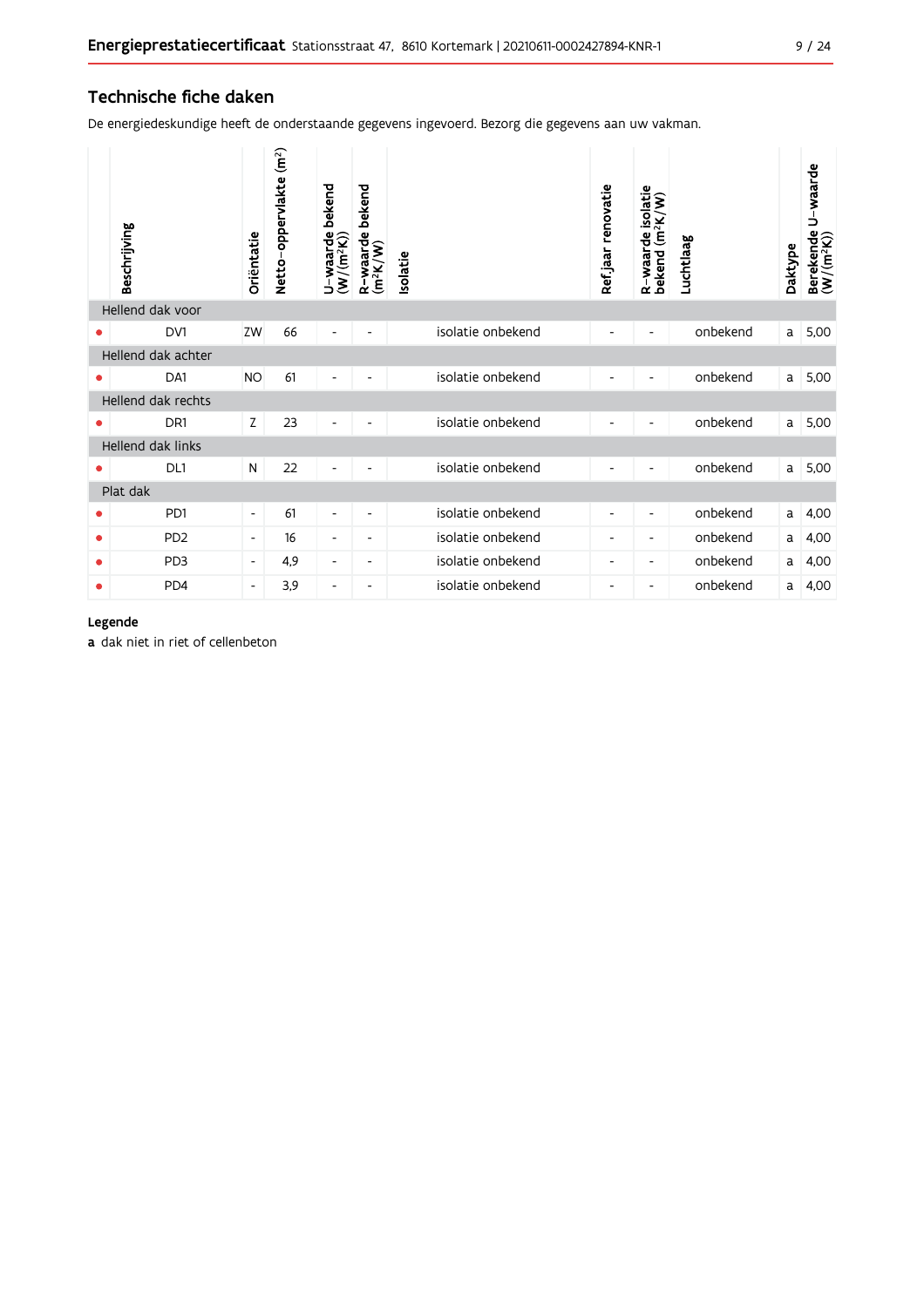## Technische fiche daken

De energiedeskundige heeft de onderstaande gegevens ingevoerd. Bezorg die gegevens aan uw vakman.

| | Beschrijving | Oriëntatie | Netto-oppervlakte ($m^2$) | U-waarde bekend ($W/(m^2K)$) | R-waarde bekend ($m^2K/W$) | Isolatie | Ref.jaar renovatie | R-waarde isolatie bekend ($m^2K/W$) | Luchtlaag | Daktype | Berekende U-waarde ($W/(m^2K)$) |
|---|---|---|---|---|---|---|---|---|---|---|---|
| Hellend dak voor | | | | | | | | | | | |
| • | DV1 | ZW | 66 | - | - | isolatie onbekend | - | - | onbekend | a | 5,00 |
| Hellend dak achter | | | | | | | | | | | |
| • | DA1 | NO | 61 | - | - | isolatie onbekend | - | - | onbekend | a | 5,00 |
| Hellend dak rechts | | | | | | | | | | | |
| • | DR1 | Z | 23 | - | - | isolatie onbekend | - | - | onbekend | a | 5,00 |
| Hellend dak links | | | | | | | | | | | |
| • | DL1 | N | 22 | - | - | isolatie onbekend | - | - | onbekend | a | 5,00 |
| Plat dak | | | | | | | | | | | |
| • | PD1 | - | 61 | - | - | isolatie onbekend | - | - | onbekend | a | 4,00 |
| • | PD2 | - | 16 | - | - | isolatie onbekend | - | - | onbekend | a | 4,00 |
| • | PD3 | - | 4,9 | - | - | isolatie onbekend | - | - | onbekend | a | 4,00 |
| • | PD4 | - | 3,9 | - | - | isolatie onbekend | - | - | onbekend | a | 4,00 |

**Legende**

**a** dak niet in riet of cellenbeton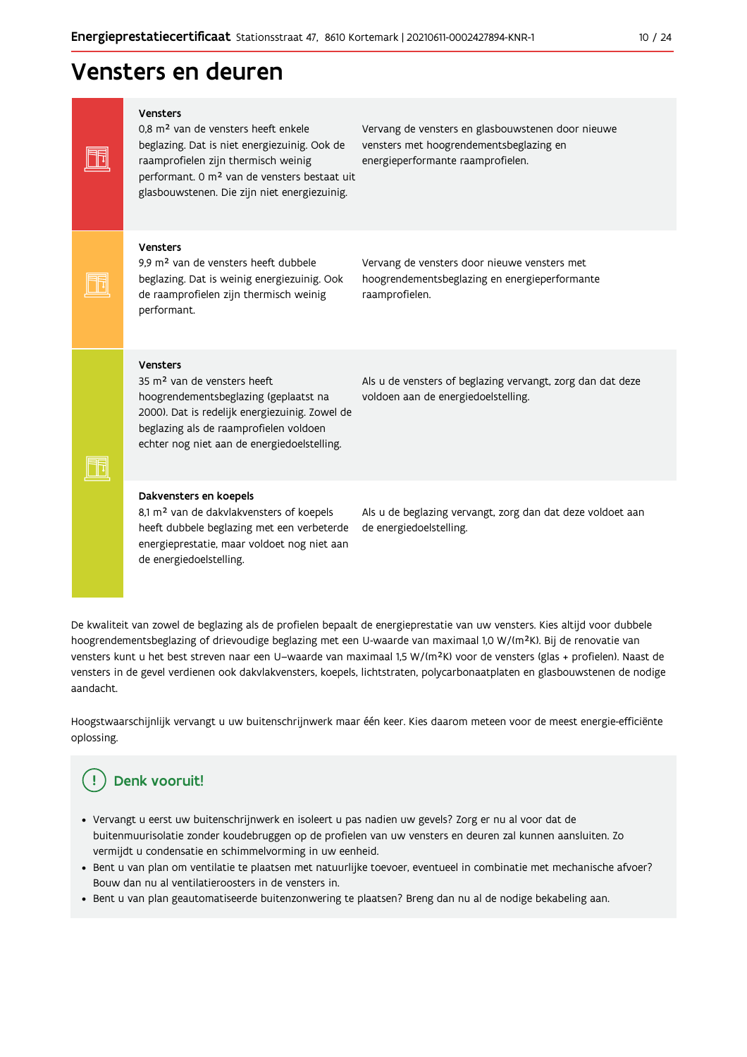# Vensters en deuren

**Vensters**

0,8 m² van de vensters heeft enkele beglazing. Dat is niet energiezuinig. Ook de raamprofielen zijn thermisch weinig performant. 0 m² van de vensters bestaat uit glasbouwstenen. Die zijn niet energiezuinig.

Vervang de vensters en glasbouwstenen door nieuwe vensters met hoogrendementsbeglazing en energieperformante raamprofielen.

**Vensters**

9,9 m² van de vensters heeft dubbele beglazing. Dat is weinig energiezuinig. Ook de raamprofielen zijn thermisch weinig performant.

Vervang de vensters door nieuwe vensters met hoogrendementsbeglazing en energieperformante raamprofielen.

**Vensters**

35 m² van de vensters heeft hoogrendementsbeglazing (geplaatst na 2000). Dat is redelijk energiezuinig. Zowel de beglazing als de raamprofielen voldoen echter nog niet aan de energiedoelstelling.

Als u de vensters of beglazing vervangt, zorg dan dat deze voldoen aan de energiedoelstelling.

**Dakvensters en koepels**

8,1 m² van de dakvlakvensters of koepels heeft dubbele beglazing met een verbeterde energieprestatie, maar voldoet nog niet aan de energiedoelstelling.

Als u de beglazing vervangt, zorg dan dat deze voldoet aan de energiedoelstelling.

De kwaliteit van zowel de beglazing als de profielen bepaalt de energieprestatie van uw vensters. Kies altijd voor dubbele hoogrendementsbeglazing of drievoudige beglazing met een U-waarde van maximaal 1,0 W/(m²K). Bij de renovatie van vensters kunt u het best streven naar een U-waarde van maximaal 1,5 W/(m²K) voor de vensters (glas + profielen). Naast de vensters in de gevel verdienen ook dakvlakvensters, koepels, lichtstraten, polycarbonaatplaten en glasbouwstenen de nodige aandacht.

Hoogstwaarschijnlijk vervangt u uw buitenschrijnwerk maar één keer. Kies daarom meteen voor de meest energie-efficiënte oplossing.

## Denk vooruit!

- Vervangt u eerst uw buitenschrijnwerk en isoleert u pas nadien uw gevels? Zorg er nu al voor dat de buitenmuurisolatie zonder koudebruggen op de profielen van uw vensters en deuren zal kunnen aansluiten. Zo vermijdt u condensatie en schimmelvorming in uw eenheid.
- Bent u van plan om ventilatie te plaatsen met natuurlijke toevoer, eventueel in combinatie met mechanische afvoer? Bouw dan nu al ventilatieroosters in de vensters in.
- Bent u van plan geautomatiseerde buitenzonwering te plaatsen? Breng dan nu al de nodige bekabeling aan.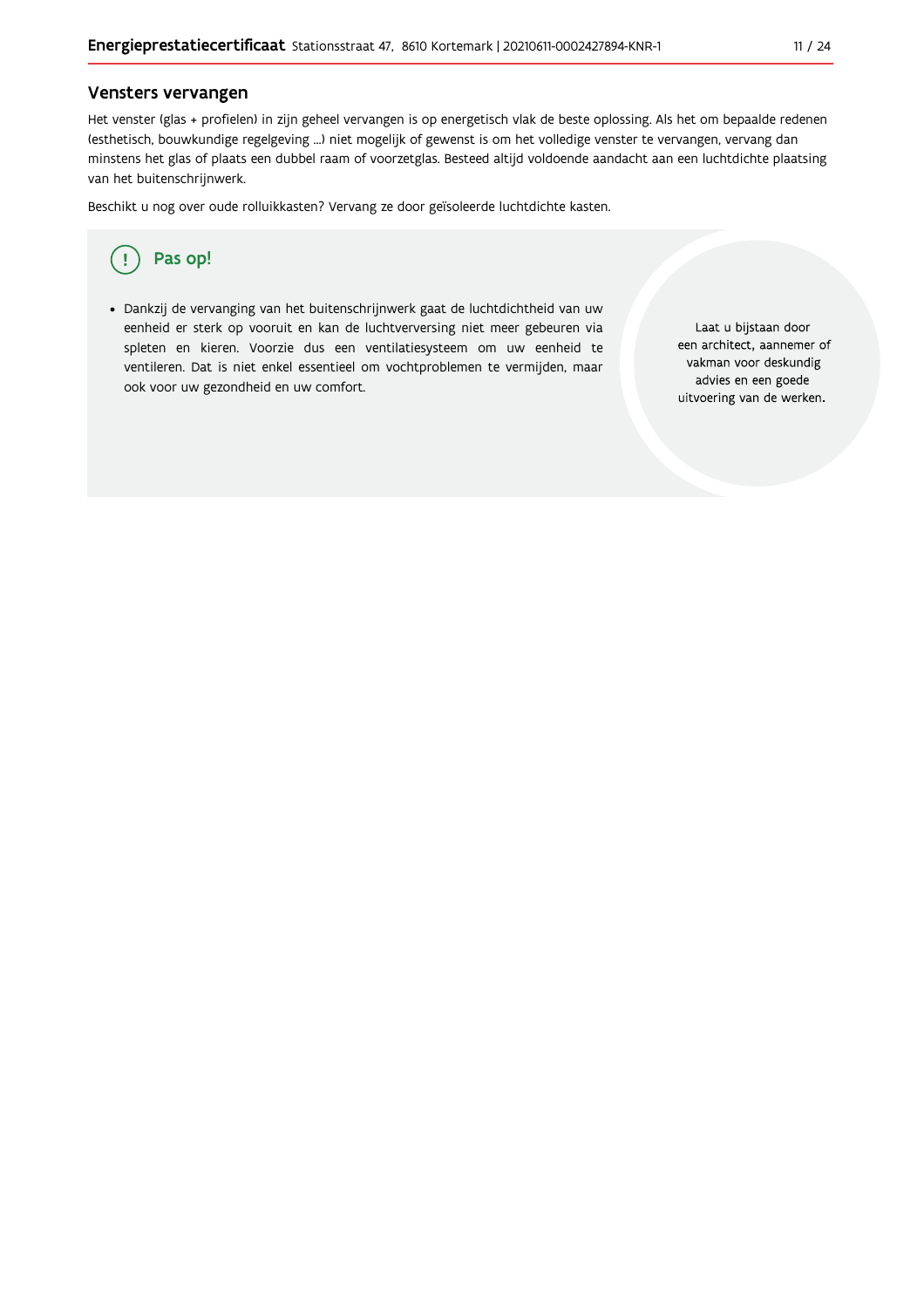## Vensters vervangen

Het venster (glas + profielen) in zijn geheel vervangen is op energetisch vlak de beste oplossing. Als het om bepaalde redenen (esthetisch, bouwkundige regelgeving ...) niet mogelijk of gewenst is om het volledige venster te vervangen, vervang dan minstens het glas of plaats een dubbel raam of voorzetglas. Besteed altijd voldoende aandacht aan een luchtdichte plaatsing van het buitenschrijnwerk.

Beschikt u nog over oude rolluikkasten? Vervang ze door geïsoleerde luchtdichte kasten.

### Pas op!

- Dankzij de vervanging van het buitenschrijnwerk gaat de luchtdichtheid van uw eenheid er sterk op vooruit en kan de luchtverversing niet meer gebeuren via spleten en kieren. Voorzie dus een ventilatiesysteem om uw eenheid te ventileren. Dat is niet enkel essentieel om vochtproblemen te vermijden, maar ook voor uw gezondheid en uw comfort.

Laat u bijstaan door een architect, aannemer of vakman voor deskundig advies en een goede uitvoering van de werken.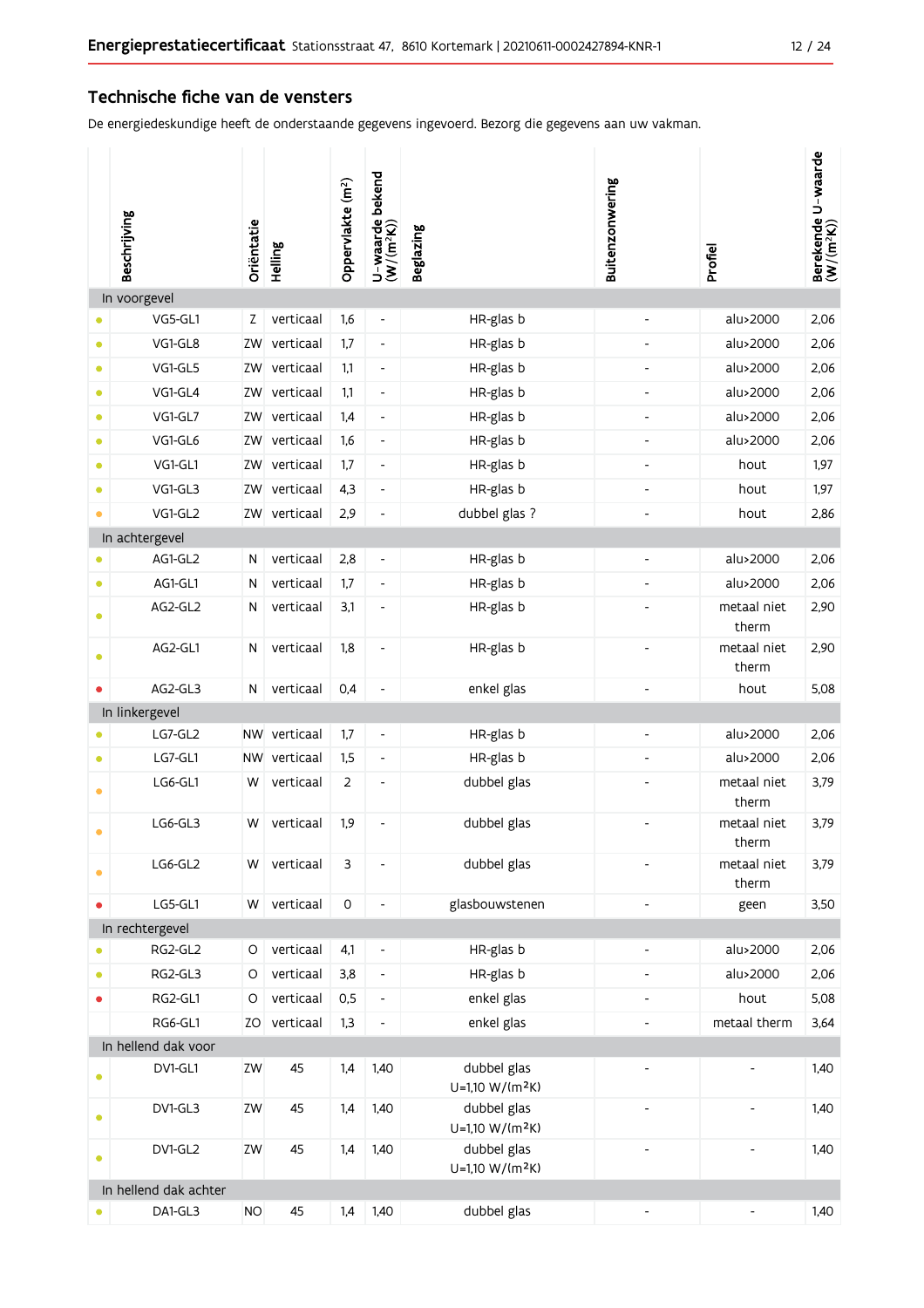## Technische fiche van de vensters

De energiedeskundige heeft de onderstaande gegevens ingevoerd. Bezorg die gegevens aan uw vakman.

| | Beschrijving | Oriëntatie | Helling | Oppervlakte ($m^2$) | U-waarde bekend ($W/(m^2K)$) | Beglazing | Buitenzonwering | Profiel | Berekende U-waarde ($W/(m^2K)$) |
|---|---|---|---|---|---|---|---|---|---|
| **In voorgevel** | | | | | | | | | |
| • | VG5-GL1 | Z | verticaal | 1,6 | - | HR-glas b | - | alu>2000 | 2,06 |
| • | VG1-GL8 | ZW | verticaal | 1,7 | - | HR-glas b | - | alu>2000 | 2,06 |
| • | VG1-GL5 | ZW | verticaal | 1,1 | - | HR-glas b | - | alu>2000 | 2,06 |
| • | VG1-GL4 | ZW | verticaal | 1,1 | - | HR-glas b | - | alu>2000 | 2,06 |
| • | VG1-GL7 | ZW | verticaal | 1,4 | - | HR-glas b | - | alu>2000 | 2,06 |
| • | VG1-GL6 | ZW | verticaal | 1,6 | - | HR-glas b | - | alu>2000 | 2,06 |
| • | VG1-GL1 | ZW | verticaal | 1,7 | - | HR-glas b | - | hout | 1,97 |
| • | VG1-GL3 | ZW | verticaal | 4,3 | - | HR-glas b | - | hout | 1,97 |
| • | VG1-GL2 | ZW | verticaal | 2,9 | - | dubbel glas ? | - | hout | 2,86 |
| **In achtergevel** | | | | | | | | | |
| • | AG1-GL2 | N | verticaal | 2,8 | - | HR-glas b | - | alu>2000 | 2,06 |
| • | AG1-GL1 | N | verticaal | 1,7 | - | HR-glas b | - | alu>2000 | 2,06 |
| • | AG2-GL2 | N | verticaal | 3,1 | - | HR-glas b | - | metaal niet therm | 2,90 |
| • | AG2-GL1 | N | verticaal | 1,8 | - | HR-glas b | - | metaal niet therm | 2,90 |
| • | AG2-GL3 | N | verticaal | 0,4 | - | enkel glas | - | hout | 5,08 |
| **In linkergevel** | | | | | | | | | |
| • | LG7-GL2 | NW | verticaal | 1,7 | - | HR-glas b | - | alu>2000 | 2,06 |
| • | LG7-GL1 | NW | verticaal | 1,5 | - | HR-glas b | - | alu>2000 | 2,06 |
| • | LG6-GL1 | W | verticaal | 2 | - | dubbel glas | - | metaal niet therm | 3,79 |
| • | LG6-GL3 | W | verticaal | 1,9 | - | dubbel glas | - | metaal niet therm | 3,79 |
| • | LG6-GL2 | W | verticaal | 3 | - | dubbel glas | - | metaal niet therm | 3,79 |
| • | LG5-GL1 | W | verticaal | 0 | - | glasbouwstenen | - | geen | 3,50 |
| **In rechtergevel** | | | | | | | | | |
| • | RG2-GL2 | O | verticaal | 4,1 | - | HR-glas b | - | alu>2000 | 2,06 |
| • | RG2-GL3 | O | verticaal | 3,8 | - | HR-glas b | - | alu>2000 | 2,06 |
| • | RG2-GL1 | O | verticaal | 0,5 | - | enkel glas | - | hout | 5,08 |
| | RG6-GL1 | ZO | verticaal | 1,3 | - | enkel glas | - | metaal therm | 3,64 |
| **In hellend dak voor** | | | | | | | | | |
| • | DV1-GL1 | ZW | 45 | 1,4 | 1,40 | dubbel glas U=1,10 W/(m²K) | - | - | 1,40 |
| • | DV1-GL3 | ZW | 45 | 1,4 | 1,40 | dubbel glas U=1,10 W/(m²K) | - | - | 1,40 |
| • | DV1-GL2 | ZW | 45 | 1,4 | 1,40 | dubbel glas U=1,10 W/(m²K) | - | - | 1,40 |
| **In hellend dak achter** | | | | | | | | | |
| • | DA1-GL3 | NO | 45 | 1,4 | 1,40 | dubbel glas | - | - | 1,40 |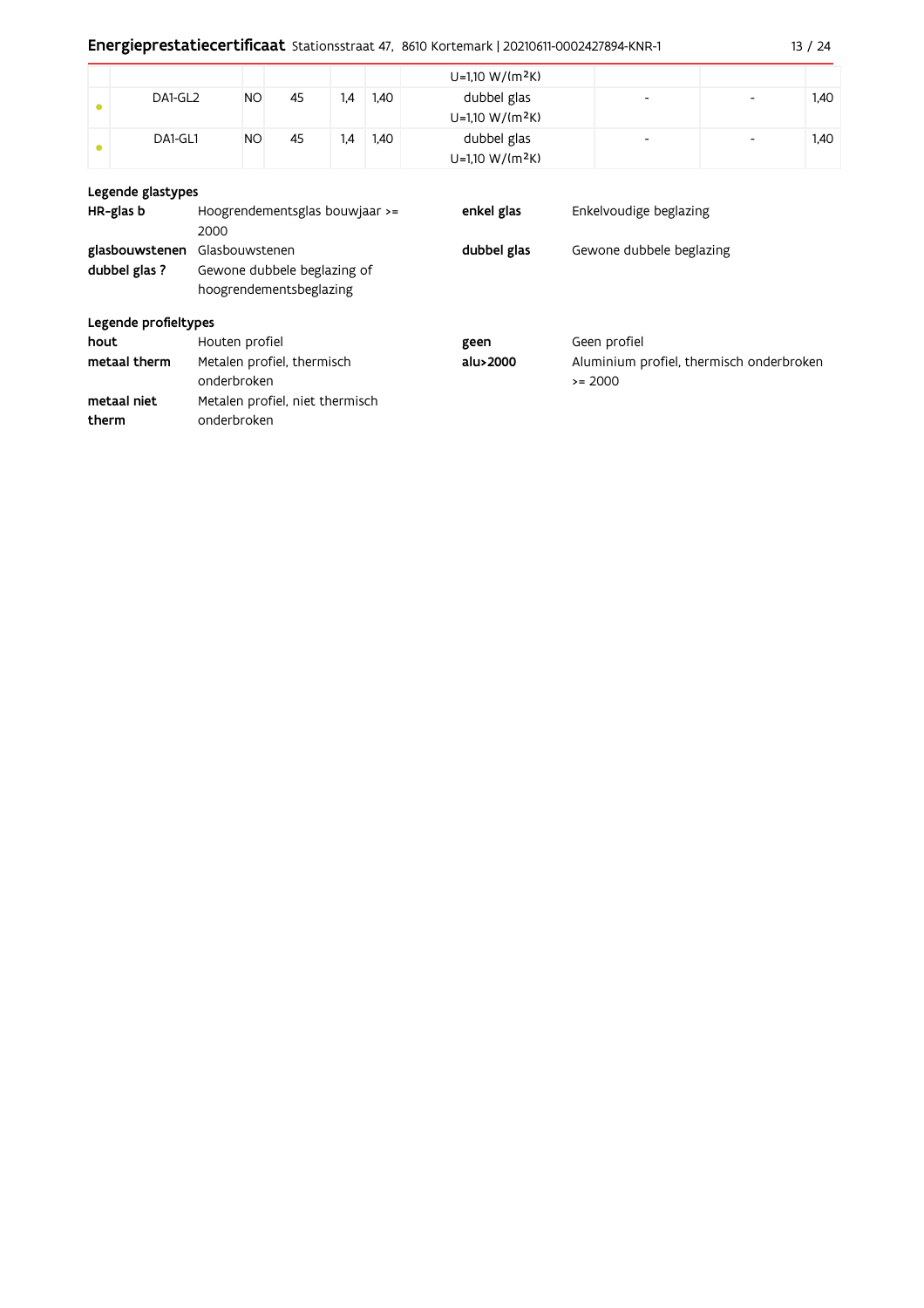| | | | | | | | | | |
|---|---|---|---|---|---|---|---|---|---|
| | | | | | | U=1,10 W/(m²K) | | | |
| • | DA1-GL2 | NO | 45 | 1,4 | 1,40 | dubbel glas U=1,10 W/(m²K) | - | - | 1,40 |
| • | DA1-GL1 | NO | 45 | 1,4 | 1,40 | dubbel glas U=1,10 W/(m²K) | - | - | 1,40 |

**Legende glastypes**

| | | | |
|---|---|---|---|
| **HR-glas b** | Hoogrendementsglas bouwjaar >= 2000 | **enkel glas** | Enkelvoudige beglazing |
| **glasbouwstenen** | Glasbouwstenen | **dubbel glas** | Gewone dubbele beglazing |
| **dubbel glas ?** | Gewone dubbele beglazing of hoogrendementsbeglazing | | |

**Legende profieltypes**

| | | | |
|---|---|---|---|
| **hout** | Houten profiel | **geen** | Geen profiel |
| **metaal therm** | Metalen profiel, thermisch onderbroken | **alu>2000** | Aluminium profiel, thermisch onderbroken >= 2000 |
| **metaal niet therm** | Metalen profiel, niet thermisch onderbroken | | |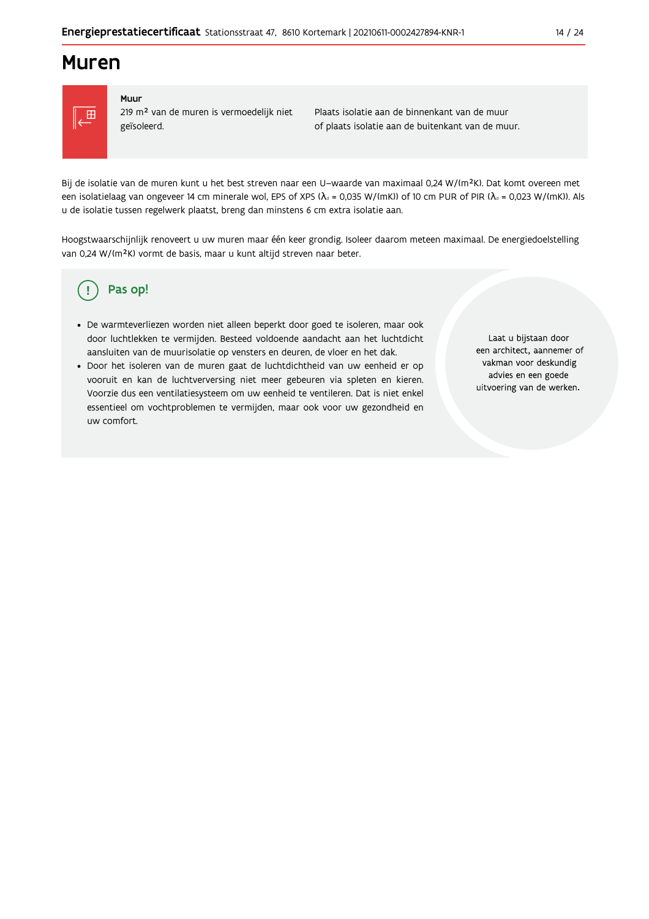# Muren

**Muur**

219 m² van de muren is vermoedelijk niet geïsoleerd.

Plaats isolatie aan de binnenkant van de muur of plaats isolatie aan de buitenkant van de muur.

Bij de isolatie van de muren kunt u het best streven naar een U-waarde van maximaal 0,24 W/(m²K). Dat komt overeen met een isolatielaag van ongeveer 14 cm minerale wol, EPS of XPS ($\lambda_d$ = 0,035 W/(mK)) of 10 cm PUR of PIR ($\lambda_d$ = 0,023 W/(mK)). Als u de isolatie tussen regelwerk plaatst, breng dan minstens 6 cm extra isolatie aan.

Hoogstwaarschijnlijk renoveert u uw muren maar één keer grondig. Isoleer daarom meteen maximaal. De energiedoelstelling van 0,24 W/(m²K) vormt de basis, maar u kunt altijd streven naar beter.

## Pas op!

- De warmteverliezen worden niet alleen beperkt door goed te isoleren, maar ook door luchtlekken te vermijden. Besteed voldoende aandacht aan het luchtdicht aansluiten van de muurisolatie op vensters en deuren, de vloer en het dak.
- Door het isoleren van de muren gaat de luchtdichtheid van uw eenheid er op vooruit en kan de luchtverversing niet meer gebeuren via spleten en kieren. Voorzie dus een ventilatiesysteem om uw eenheid te ventileren. Dat is niet enkel essentieel om vochtproblemen te vermijden, maar ook voor uw gezondheid en uw comfort.

Laat u bijstaan door een architect, aannemer of vakman voor deskundig advies en een goede uitvoering van de werken.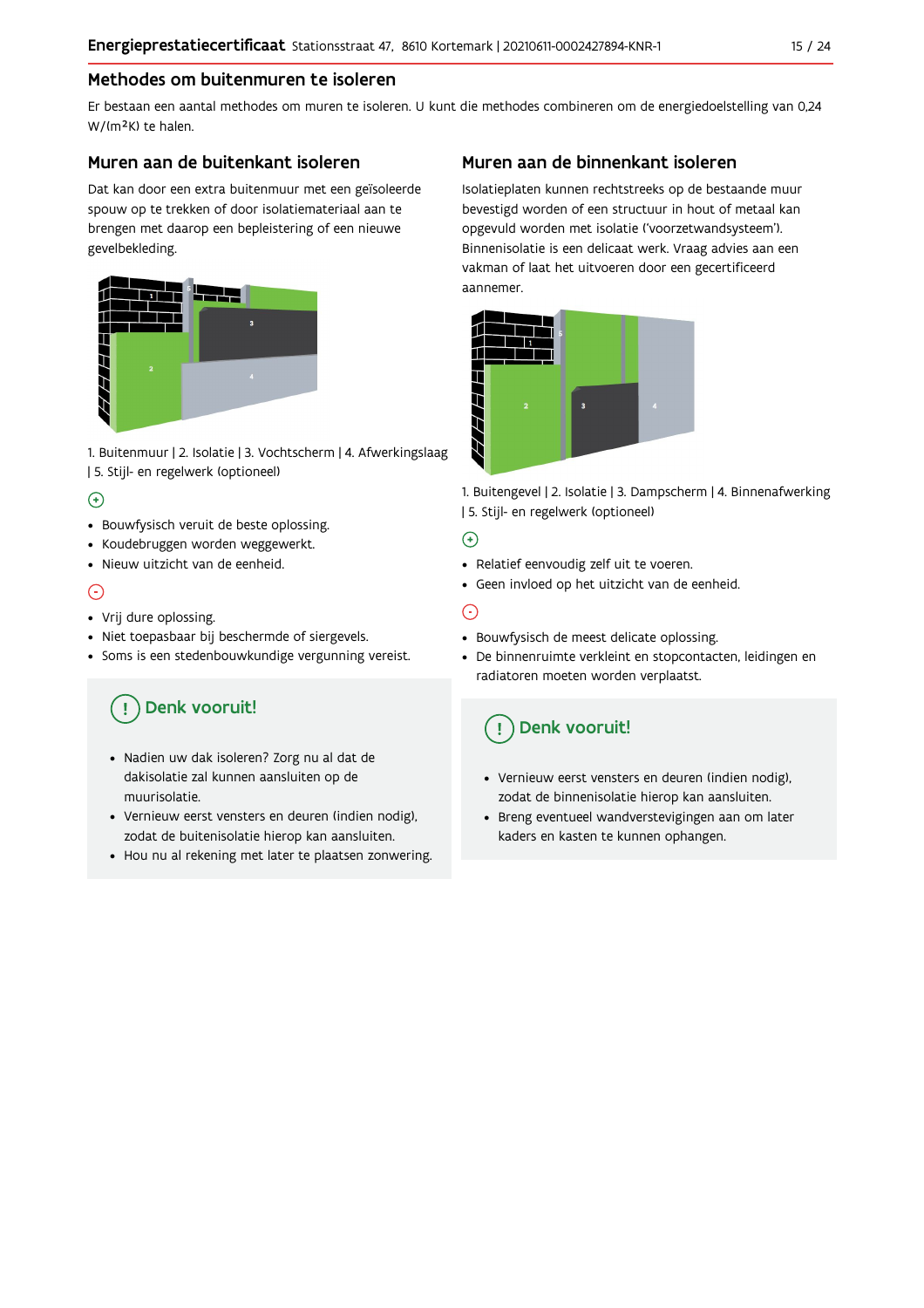## Methodes om buitenmuren te isoleren

Er bestaan een aantal methodes om muren te isoleren. U kunt die methodes combineren om de energiedoelstelling van 0,24 W/(m²K) te halen.

### Muren aan de buitenkant isoleren

Dat kan door een extra buitenmuur met een geïsoleerde spouw op te trekken of door isolatiemateriaal aan te brengen met daarop een bepleistering of een nieuwe gevelbekleding.

1. Buitenmuur | 2. Isolatie | 3. Vochtscherm | 4. Afwerkingslaag | 5. Stijl- en regelwerk (optioneel)

⊕

- Bouwfysisch veruit de beste oplossing.
- Koudebruggen worden weggewerkt.
- Nieuw uitzicht van de eenheid.

⊖

- Vrij dure oplossing.
- Niet toepasbaar bij beschermde of siergevels.
- Soms is een stedenbouwkundige vergunning vereist.

#### Denk vooruit!

- Nadien uw dak isoleren? Zorg nu al dat de dakisolatie zal kunnen aansluiten op de muurisolatie.
- Vernieuw eerst vensters en deuren (indien nodig), zodat de buitenisolatie hierop kan aansluiten.
- Hou nu al rekening met later te plaatsen zonwering.

### Muren aan de binnenkant isoleren

Isolatieplaten kunnen rechtstreeks op de bestaande muur bevestigd worden of een structuur in hout of metaal kan opgevuld worden met isolatie ('voorzetwandsysteem'). Binnenisolatie is een delicaat werk. Vraag advies aan een vakman of laat het uitvoeren door een gecertificeerd aannemer.

1. Buitengevel | 2. Isolatie | 3. Dampscherm | 4. Binnenafwerking | 5. Stijl- en regelwerk (optioneel)

⊕

- Relatief eenvoudig zelf uit te voeren.
- Geen invloed op het uitzicht van de eenheid.

⊖

- Bouwfysisch de meest delicate oplossing.
- De binnenruimte verkleint en stopcontacten, leidingen en radiatoren moeten worden verplaatst.

#### Denk vooruit!

- Vernieuw eerst vensters en deuren (indien nodig), zodat de binnenisolatie hierop kan aansluiten.
- Breng eventueel wandverstevigingen aan om later kaders en kasten te kunnen ophangen.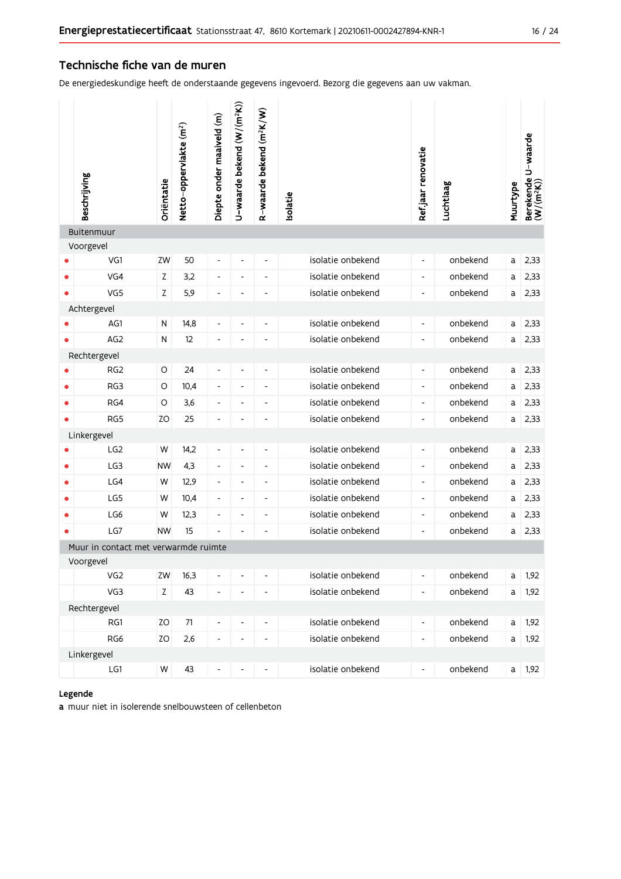## Technische fiche van de muren

De energiedeskundige heeft de onderstaande gegevens ingevoerd. Bezorg die gegevens aan uw vakman.

| | Beschrijving | Oriëntatie | Netto-oppervlakte ($m^2$) | Diepte onder maaiveld (m) | U-waarde bekend ($W/(m^2K)$) | R-waarde bekend ($m^2K/W$) | Isolatie | Ref.jaar renovatie | Luchtlaag | Muurtype | Berekende U-waarde ($W/(m^2K)$) |
|---|---|---|---|---|---|---|---|---|---|---|---|
| **Buitenmuur** | | | | | | | | | | | |
| Voorgevel | | | | | | | | | | | |
| • | VG1 | ZW | 50 | - | - | - | isolatie onbekend | - | onbekend | a | 2,33 |
| • | VG4 | Z | 3,2 | - | - | - | isolatie onbekend | - | onbekend | a | 2,33 |
| • | VG5 | Z | 5,9 | - | - | - | isolatie onbekend | - | onbekend | a | 2,33 |
| Achtergevel | | | | | | | | | | | |
| • | AG1 | N | 14,8 | - | - | - | isolatie onbekend | - | onbekend | a | 2,33 |
| • | AG2 | N | 12 | - | - | - | isolatie onbekend | - | onbekend | a | 2,33 |
| Rechtergevel | | | | | | | | | | | |
| • | RG2 | O | 24 | - | - | - | isolatie onbekend | - | onbekend | a | 2,33 |
| • | RG3 | O | 10,4 | - | - | - | isolatie onbekend | - | onbekend | a | 2,33 |
| • | RG4 | O | 3,6 | - | - | - | isolatie onbekend | - | onbekend | a | 2,33 |
| • | RG5 | ZO | 25 | - | - | - | isolatie onbekend | - | onbekend | a | 2,33 |
| Linkergevel | | | | | | | | | | | |
| • | LG2 | W | 14,2 | - | - | - | isolatie onbekend | - | onbekend | a | 2,33 |
| • | LG3 | NW | 4,3 | - | - | - | isolatie onbekend | - | onbekend | a | 2,33 |
| • | LG4 | W | 12,9 | - | - | - | isolatie onbekend | - | onbekend | a | 2,33 |
| • | LG5 | W | 10,4 | - | - | - | isolatie onbekend | - | onbekend | a | 2,33 |
| • | LG6 | W | 12,3 | - | - | - | isolatie onbekend | - | onbekend | a | 2,33 |
| • | LG7 | NW | 15 | - | - | - | isolatie onbekend | - | onbekend | a | 2,33 |
| **Muur in contact met verwarmde ruimte** | | | | | | | | | | | |
| Voorgevel | | | | | | | | | | | |
| | VG2 | ZW | 16,3 | - | - | - | isolatie onbekend | - | onbekend | a | 1,92 |
| | VG3 | Z | 43 | - | - | - | isolatie onbekend | - | onbekend | a | 1,92 |
| Rechtergevel | | | | | | | | | | | |
| | RG1 | ZO | 71 | - | - | - | isolatie onbekend | - | onbekend | a | 1,92 |
| | RG6 | ZO | 2,6 | - | - | - | isolatie onbekend | - | onbekend | a | 1,92 |
| Linkergevel | | | | | | | | | | | |
| | LG1 | W | 43 | - | - | - | isolatie onbekend | - | onbekend | a | 1,92 |

**Legende**

**a** muur niet in isolerende snelbouwsteen of cellenbeton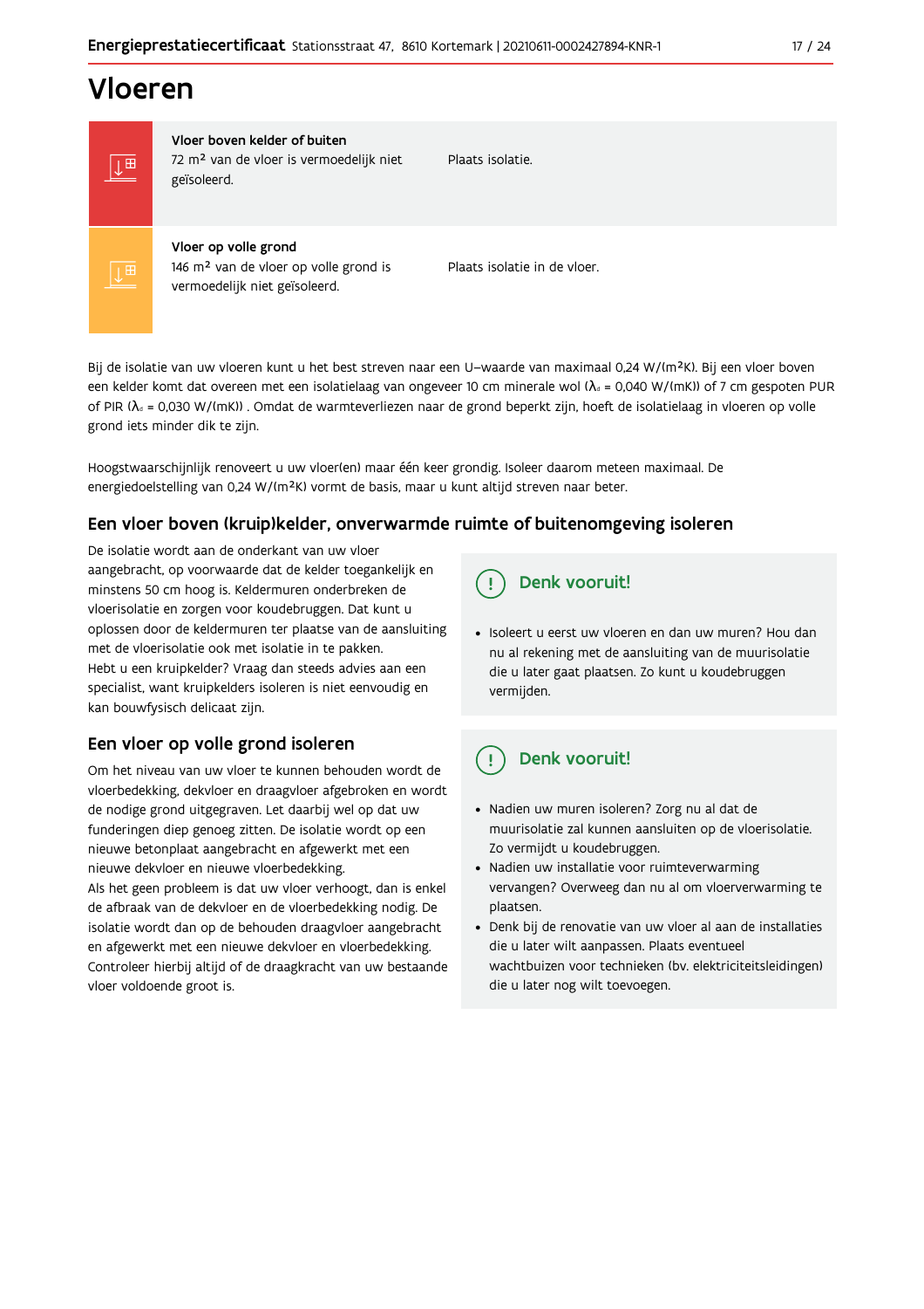# Vloeren

| | | |
|---|---|---|
| **Vloer boven kelder of buiten** | 72 m² van de vloer is vermoedelijk niet geïsoleerd. | Plaats isolatie. |
| **Vloer op volle grond** | 146 m² van de vloer op volle grond is vermoedelijk niet geïsoleerd. | Plaats isolatie in de vloer. |

Bij de isolatie van uw vloeren kunt u het best streven naar een U-waarde van maximaal 0,24 W/(m²K). Bij een vloer boven een kelder komt dat overeen met een isolatielaag van ongeveer 10 cm minerale wol ($\lambda_d$ = 0,040 W/(mK)) of 7 cm gespoten PUR of PIR ($\lambda_d$ = 0,030 W/(mK)) . Omdat de warmteverliezen naar de grond beperkt zijn, hoeft de isolatielaag in vloeren op volle grond iets minder dik te zijn.

Hoogstwaarschijnlijk renoveert u uw vloer(en) maar één keer grondig. Isoleer daarom meteen maximaal. De energiedoelstelling van 0,24 W/(m²K) vormt de basis, maar u kunt altijd streven naar beter.

## Een vloer boven (kruip)kelder, onverwarmde ruimte of buitenomgeving isoleren

De isolatie wordt aan de onderkant van uw vloer aangebracht, op voorwaarde dat de kelder toegankelijk en minstens 50 cm hoog is. Keldermuren onderbreken de vloerisolatie en zorgen voor koudebruggen. Dat kunt u oplossen door de keldermuren ter plaatse van de aansluiting met de vloerisolatie ook met isolatie in te pakken.
Hebt u een kruipkelder? Vraag dan steeds advies aan een specialist, want kruipkelders isoleren is niet eenvoudig en kan bouwfysisch delicaat zijn.

**Denk vooruit!**

- Isoleert u eerst uw vloeren en dan uw muren? Hou dan nu al rekening met de aansluiting van de muurisolatie die u later gaat plaatsen. Zo kunt u koudebruggen vermijden.

## Een vloer op volle grond isoleren

Om het niveau van uw vloer te kunnen behouden wordt de vloerbedekking, dekvloer en draagvloer afgebroken en wordt de nodige grond uitgegraven. Let daarbij wel op dat uw funderingen diep genoeg zitten. De isolatie wordt op een nieuwe betonplaat aangebracht en afgewerkt met een nieuwe dekvloer en nieuwe vloerbedekking.
Als het geen probleem is dat uw vloer verhoogt, dan is enkel de afbraak van de dekvloer en de vloerbedekking nodig. De isolatie wordt dan op de behouden draagvloer aangebracht en afgewerkt met een nieuwe dekvloer en vloerbedekking. Controleer hierbij altijd of de draagkracht van uw bestaande vloer voldoende groot is.

**Denk vooruit!**

- Nadien uw muren isoleren? Zorg nu al dat de muurisolatie zal kunnen aansluiten op de vloerisolatie. Zo vermijdt u koudebruggen.
- Nadien uw installatie voor ruimteverwarming vervangen? Overweeg dan nu al om vloerverwarming te plaatsen.
- Denk bij de renovatie van uw vloer al aan de installaties die u later wilt aanpassen. Plaats eventueel wachtbuizen voor technieken (bv. elektriciteitsleidingen) die u later nog wilt toevoegen.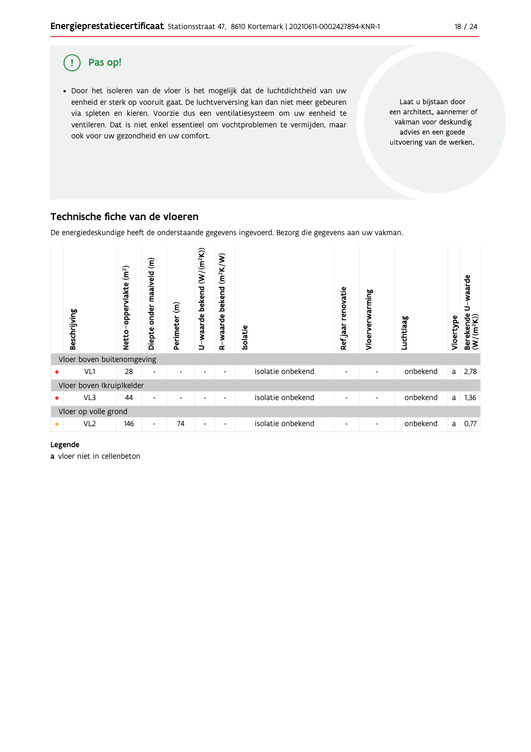## Pas op!

- Door het isoleren van de vloer is het mogelijk dat de luchtdichtheid van uw eenheid er sterk op vooruit gaat. De luchtverversing kan dan niet meer gebeuren via spleten en kieren. Voorzie dus een ventilatiesysteem om uw eenheid te ventileren. Dat is niet enkel essentieel om vochtproblemen te vermijden, maar ook voor uw gezondheid en uw comfort.

Laat u bijstaan door een architect, aannemer of vakman voor deskundig advies en een goede uitvoering van de werken.

## Technische fiche van de vloeren

De energiedeskundige heeft de onderstaande gegevens ingevoerd. Bezorg die gegevens aan uw vakman.

| | Beschrijving | Netto-oppervlakte (m²) | Diepte onder maaiveld (m) | Perimeter (m) | U-waarde bekend (W/(m²K)) | R-waarde bekend (m²K/W) | Isolatie | Ref jaar renovatie | Vloerverwarming | Luchtlaag | Vloertype | Berekende U-waarde (W/(m²K)) |
|---|---|---|---|---|---|---|---|---|---|---|---|---|
| Vloer boven buitenomgeving | | | | | | | | | | | | |
| • | VL1 | 28 | - | - | - | - | isolatie onbekend | - | - | onbekend | a | 2,78 |
| Vloer boven (kruip)kelder | | | | | | | | | | | | |
| • | VL3 | 44 | - | - | - | - | isolatie onbekend | - | - | onbekend | a | 1,36 |
| Vloer op volle grond | | | | | | | | | | | | |
| • | VL2 | 146 | - | 74 | - | - | isolatie onbekend | - | - | onbekend | a | 0,77 |

**Legende**

**a** vloer niet in cellenbeton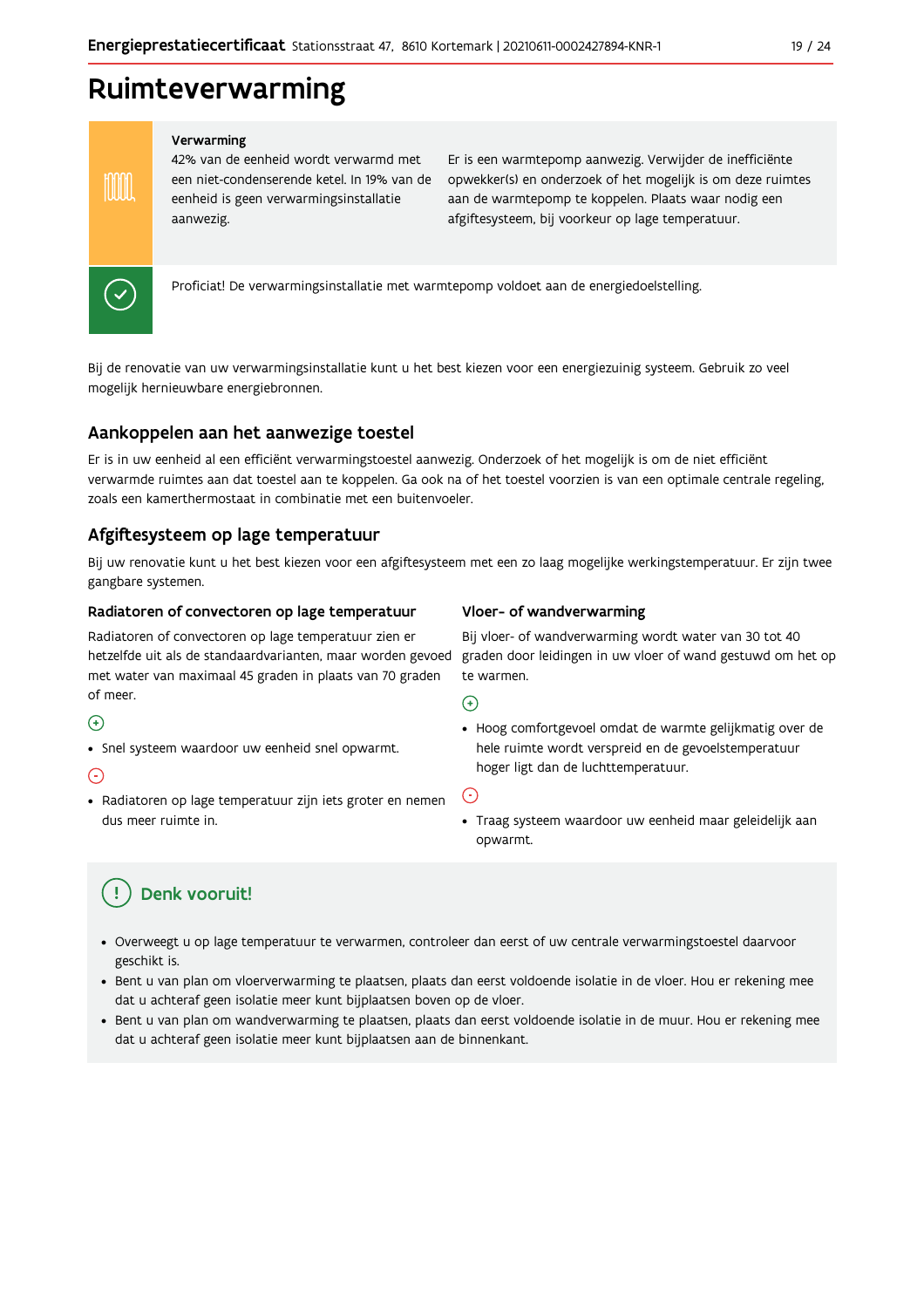# Ruimteverwarming

**Verwarming**

42% van de eenheid wordt verwarmd met een niet-condenserende ketel. In 19% van de eenheid is geen verwarmingsinstallatie aanwezig.

Er is een warmtepomp aanwezig. Verwijder de inefficiënte opwekker(s) en onderzoek of het mogelijk is om deze ruimtes aan de warmtepomp te koppelen. Plaats waar nodig een afgiftesysteem, bij voorkeur op lage temperatuur.

Proficiat! De verwarmingsinstallatie met warmtepomp voldoet aan de energiedoelstelling.

Bij de renovatie van uw verwarmingsinstallatie kunt u het best kiezen voor een energiezuinig systeem. Gebruik zo veel mogelijk hernieuwbare energiebronnen.

## Aankoppelen aan het aanwezige toestel

Er is in uw eenheid al een efficiënt verwarmingstoestel aanwezig. Onderzoek of het mogelijk is om de niet efficiënt verwarmde ruimtes aan dat toestel aan te koppelen. Ga ook na of het toestel voorzien is van een optimale centrale regeling, zoals een kamerthermostaat in combinatie met een buitenvoeler.

## Afgiftesysteem op lage temperatuur

Bij uw renovatie kunt u het best kiezen voor een afgiftesysteem met een zo laag mogelijke werkingstemperatuur. Er zijn twee gangbare systemen.

### Radiatoren of convectoren op lage temperatuur

Radiatoren of convectoren op lage temperatuur zien er hetzelfde uit als de standaardvarianten, maar worden gevoed met water van maximaal 45 graden in plaats van 70 graden of meer.

(+)

- Snel systeem waardoor uw eenheid snel opwarmt.

(-)

- Radiatoren op lage temperatuur zijn iets groter en nemen dus meer ruimte in.

### Vloer- of wandverwarming

Bij vloer- of wandverwarming wordt water van 30 tot 40 graden door leidingen in uw vloer of wand gestuwd om het op te warmen.

(+)

- Hoog comfortgevoel omdat de warmte gelijkmatig over de hele ruimte wordt verspreid en de gevoelstemperatuur hoger ligt dan de luchttemperatuur.

(-)

- Traag systeem waardoor uw eenheid maar geleidelijk aan opwarmt.

## Denk vooruit!

- Overweegt u op lage temperatuur te verwarmen, controleer dan eerst of uw centrale verwarmingstoestel daarvoor geschikt is.
- Bent u van plan om vloerverwarming te plaatsen, plaats dan eerst voldoende isolatie in de vloer. Hou er rekening mee dat u achteraf geen isolatie meer kunt bijplaatsen boven op de vloer.
- Bent u van plan om wandverwarming te plaatsen, plaats dan eerst voldoende isolatie in de muur. Hou er rekening mee dat u achteraf geen isolatie meer kunt bijplaatsen aan de binnenkant.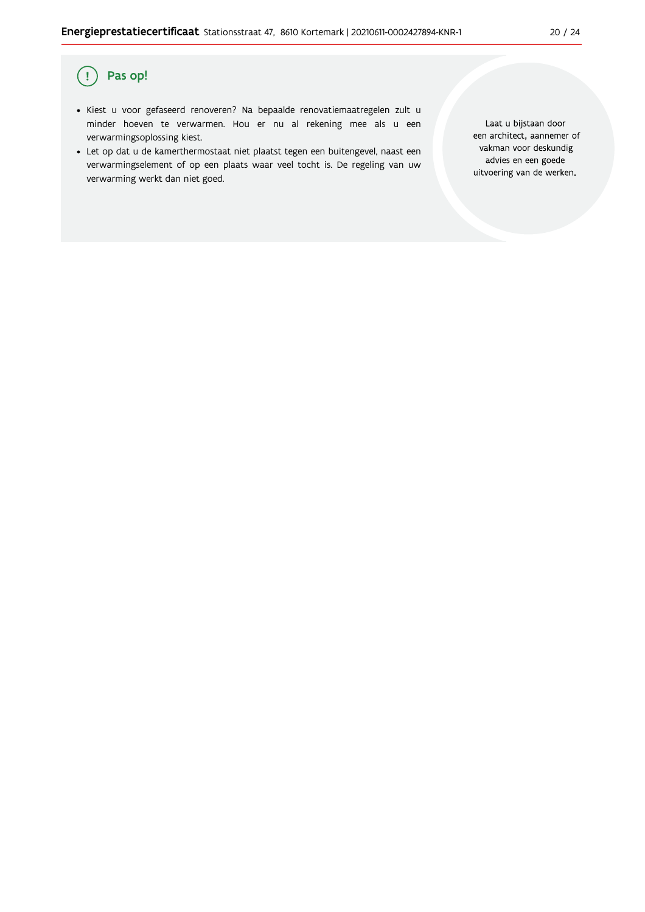## Pas op!

- Kiest u voor gefaseerd renoveren? Na bepaalde renovatiemaatregelen zult u minder hoeven te verwarmen. Hou er nu al rekening mee als u een verwarmingsoplossing kiest.
- Let op dat u de kamerthermostaat niet plaatst tegen een buitengevel, naast een verwarmingselement of op een plaats waar veel tocht is. De regeling van uw verwarming werkt dan niet goed.

Laat u bijstaan door een architect, aannemer of vakman voor deskundig advies en een goede uitvoering van de werken.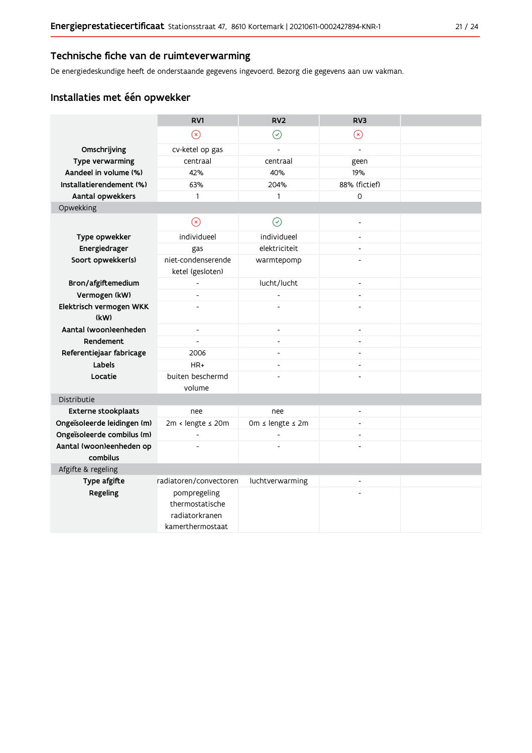## Technische fiche van de ruimteverwarming

De energiedeskundige heeft de onderstaande gegevens ingevoerd. Bezorg die gegevens aan uw vakman.

### Installaties met één opwekker

| | RV1 | RV2 | RV3 | |
|---|---|---|---|---|
| | ⊗ | ✓ | ⊗ | |
| **Omschrijving** | cv-ketel op gas | - | - | |
| **Type verwarming** | centraal | centraal | geen | |
| **Aandeel in volume (%)** | 42% | 40% | 19% | |
| **Installatierendement (%)** | 63% | 204% | 88% (fictief) | |
| **Aantal opwekkers** | 1 | 1 | 0 | |
| Opwekking | | | | |
| | ⊗ | ✓ | - | |
| **Type opwekker** | individueel | individueel | - | |
| **Energiedrager** | gas | elektriciteit | - | |
| **Soort opwekker(s)** | niet-condenserende ketel (gesloten) | warmtepomp | - | |
| **Bron/afgiftemedium** | - | lucht/lucht | - | |
| **Vermogen (kW)** | - | - | - | |
| **Elektrisch vermogen WKK (kW)** | - | - | - | |
| **Aantal (woon)eenheden** | - | - | - | |
| **Rendement** | - | - | - | |
| **Referentiejaar fabricage** | 2006 | - | - | |
| **Labels** | HR+ | - | - | |
| **Locatie** | buiten beschermd volume | - | - | |
| Distributie | | | | |
| **Externe stookplaats** | nee | nee | - | |
| **Ongeïsoleerde leidingen (m)** | 2m < lengte ≤ 20m | 0m ≤ lengte ≤ 2m | - | |
| **Ongeïsoleerde combilus (m)** | - | - | - | |
| **Aantal (woon)eenheden op combilus** | - | - | - | |
| Afgifte & regeling | | | | |
| **Type afgifte** | radiatoren/convectoren | luchtverwarming | - | |
| **Regeling** | pompregeling thermostatische radiatorkranen kamerthermostaat | | - | |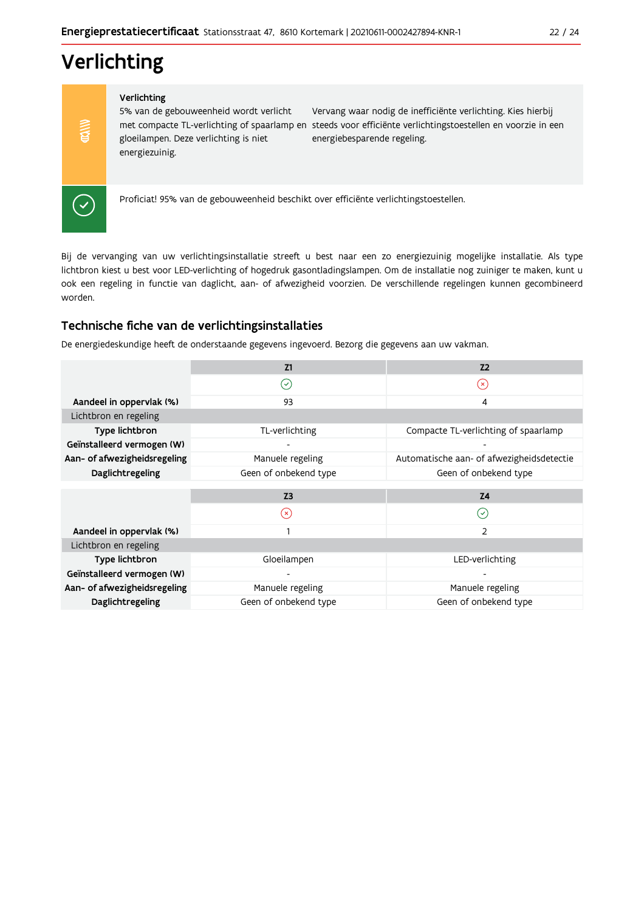# Verlichting

**Verlichting**

5% van de gebouweenheid wordt verlicht met compacte TL-verlichting of spaarlamp en gloeilampen. Deze verlichting is niet energiezuinig.

Vervang waar nodig de inefficiënte verlichting. Kies hierbij steeds voor efficiënte verlichtingstoestellen en voorzie in een energiebesparende regeling.

Proficiat! 95% van de gebouweenheid beschikt over efficiënte verlichtingstoestellen.

Bij de vervanging van uw verlichtingsinstallatie streeft u best naar een zo energiezuinig mogelijke installatie. Als type lichtbron kiest u best voor LED-verlichting of hogedruk gasontladingslampen. Om de installatie nog zuiniger te maken, kunt u ook een regeling in functie van daglicht, aan- of afwezigheid voorzien. De verschillende regelingen kunnen gecombineerd worden.

## Technische fiche van de verlichtingsinstallaties

De energiedeskundige heeft de onderstaande gegevens ingevoerd. Bezorg die gegevens aan uw vakman.

| | Z1 | Z2 |
|---|---|---|
| | ✓ | ✗ |
| **Aandeel in oppervlak (%)** | 93 | 4 |
| Lichtbron en regeling | | |
| **Type lichtbron** | TL-verlichting | Compacte TL-verlichting of spaarlamp |
| **Geïnstalleerd vermogen (W)** | - | - |
| **Aan- of afwezigheidsregeling** | Manuele regeling | Automatische aan- of afwezigheidsdetectie |
| **Daglichtregeling** | Geen of onbekend type | Geen of onbekend type |

| | Z3 | Z4 |
|---|---|---|
| | ✗ | ✓ |
| **Aandeel in oppervlak (%)** | 1 | 2 |
| Lichtbron en regeling | | |
| **Type lichtbron** | Gloeilampen | LED-verlichting |
| **Geïnstalleerd vermogen (W)** | - | - |
| **Aan- of afwezigheidsregeling** | Manuele regeling | Manuele regeling |
| **Daglichtregeling** | Geen of onbekend type | Geen of onbekend type |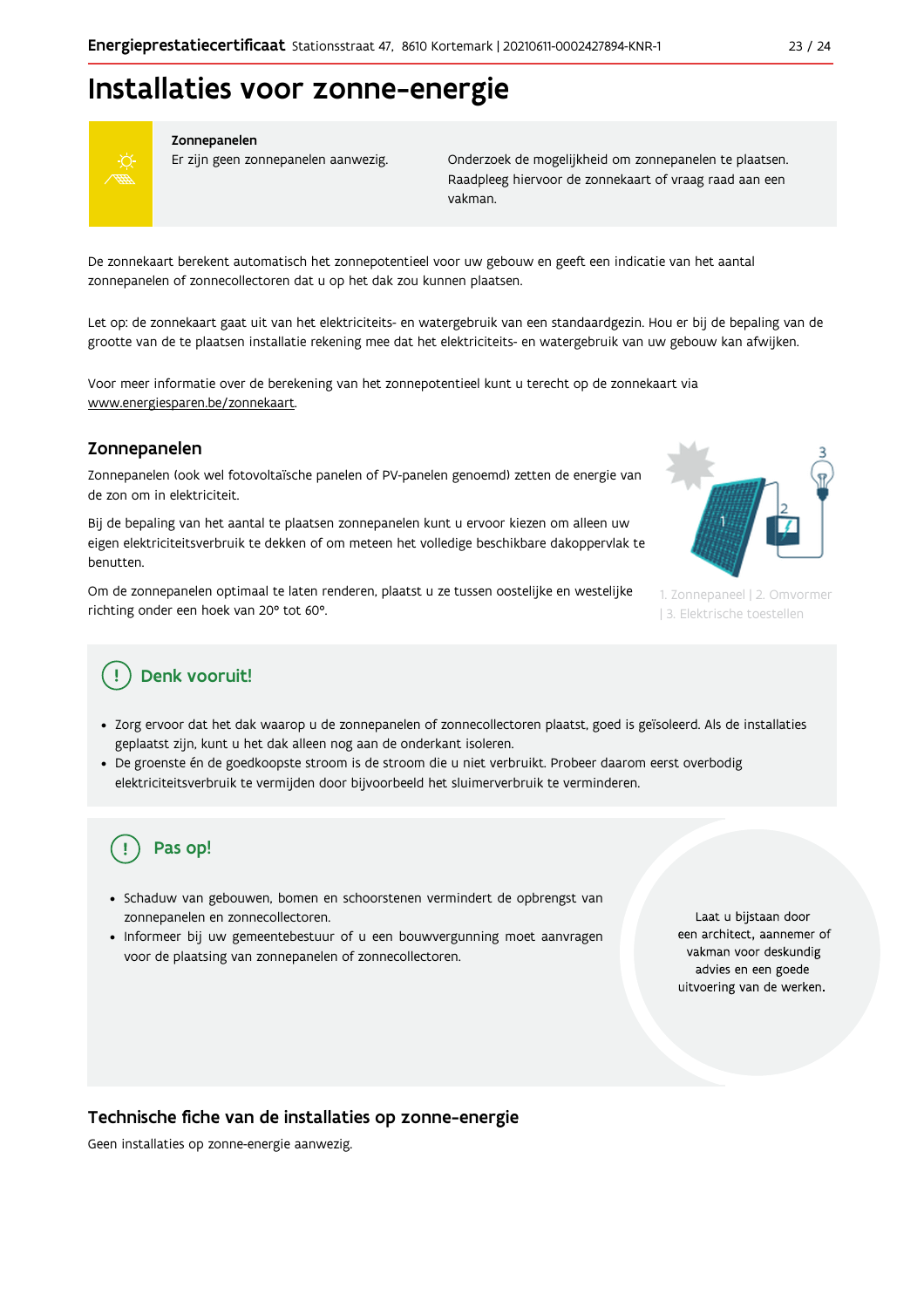# Installaties voor zonne-energie

**Zonnepanelen**
Er zijn geen zonnepanelen aanwezig.

Onderzoek de mogelijkheid om zonnepanelen te plaatsen. Raadpleeg hiervoor de zonnekaart of vraag raad aan een vakman.

De zonnekaart berekent automatisch het zonnepotentieel voor uw gebouw en geeft een indicatie van het aantal zonnepanelen of zonnecollectoren dat u op het dak zou kunnen plaatsen.

Let op: de zonnekaart gaat uit van het elektriciteits- en watergebruik van een standaardgezin. Hou er bij de bepaling van de grootte van de te plaatsen installatie rekening mee dat het elektriciteits- en watergebruik van uw gebouw kan afwijken.

Voor meer informatie over de berekening van het zonnepotentieel kunt u terecht op de zonnekaart via www.energiesparen.be/zonnekaart.

## Zonnepanelen

Zonnepanelen (ook wel fotovoltaïsche panelen of PV-panelen genoemd) zetten de energie van de zon om in elektriciteit.

Bij de bepaling van het aantal te plaatsen zonnepanelen kunt u ervoor kiezen om alleen uw eigen elektriciteitsverbruik te dekken of om meteen het volledige beschikbare dakoppervlak te benutten.

Om de zonnepanelen optimaal te laten renderen, plaatst u ze tussen oostelijke en westelijke richting onder een hoek van 20° tot 60°.

1. Zonnepaneel | 2. Omvormer | 3. Elektrische toestellen

### Denk vooruit!

- Zorg ervoor dat het dak waarop u de zonnepanelen of zonnecollectoren plaatst, goed is geïsoleerd. Als de installaties geplaatst zijn, kunt u het dak alleen nog aan de onderkant isoleren.
- De groenste én de goedkoopste stroom is de stroom die u niet verbruikt. Probeer daarom eerst overbodig elektriciteitsverbruik te vermijden door bijvoorbeeld het sluimerverbruik te verminderen.

### Pas op!

- Schaduw van gebouwen, bomen en schoorstenen vermindert de opbrengst van zonnepanelen en zonnecollectoren.
- Informeer bij uw gemeentebestuur of u een bouwvergunning moet aanvragen voor de plaatsing van zonnepanelen of zonnecollectoren.

Laat u bijstaan door een architect, aannemer of vakman voor deskundig advies en een goede uitvoering van de werken.

## Technische fiche van de installaties op zonne-energie

Geen installaties op zonne-energie aanwezig.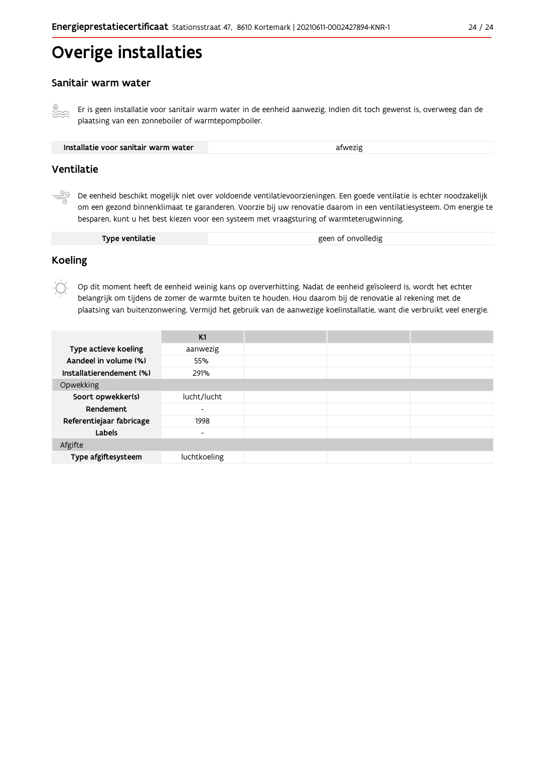# Overige installaties

## Sanitair warm water

Er is geen installatie voor sanitair warm water in de eenheid aanwezig. Indien dit toch gewenst is, overweeg dan de plaatsing van een zonneboiler of warmtepompboiler.

| | |
|---|---|
| **Installatie voor sanitair warm water** | afwezig |

## Ventilatie

De eenheid beschikt mogelijk niet over voldoende ventilatievoorzieningen. Een goede ventilatie is echter noodzakelijk om een gezond binnenklimaat te garanderen. Voorzie bij uw renovatie daarom in een ventilatiesysteem. Om energie te besparen, kunt u het best kiezen voor een systeem met vraagsturing of warmteterugwinning.

| | |
|---|---|
| **Type ventilatie** | geen of onvolledig |

## Koeling

Op dit moment heeft de eenheid weinig kans op oververhitting. Nadat de eenheid geïsoleerd is, wordt het echter belangrijk om tijdens de zomer de warmte buiten te houden. Hou daarom bij de renovatie al rekening met de plaatsing van buitenzonwering. Vermijd het gebruik van de aanwezige koelinstallatie, want die verbruikt veel energie.

| | K1 | | | |
|---|---|---|---|---|
| **Type actieve koeling** | aanwezig | | | |
| **Aandeel in volume (%)** | 55% | | | |
| **Installatierendement (%)** | 291% | | | |
| Opwekking | | | | |
| **Soort opwekker(s)** | lucht/lucht | | | |
| **Rendement** | - | | | |
| **Referentiejaar fabricage** | 1998 | | | |
| **Labels** | - | | | |
| Afgifte | | | | |
| **Type afgiftesysteem** | luchtkoeling | | | |